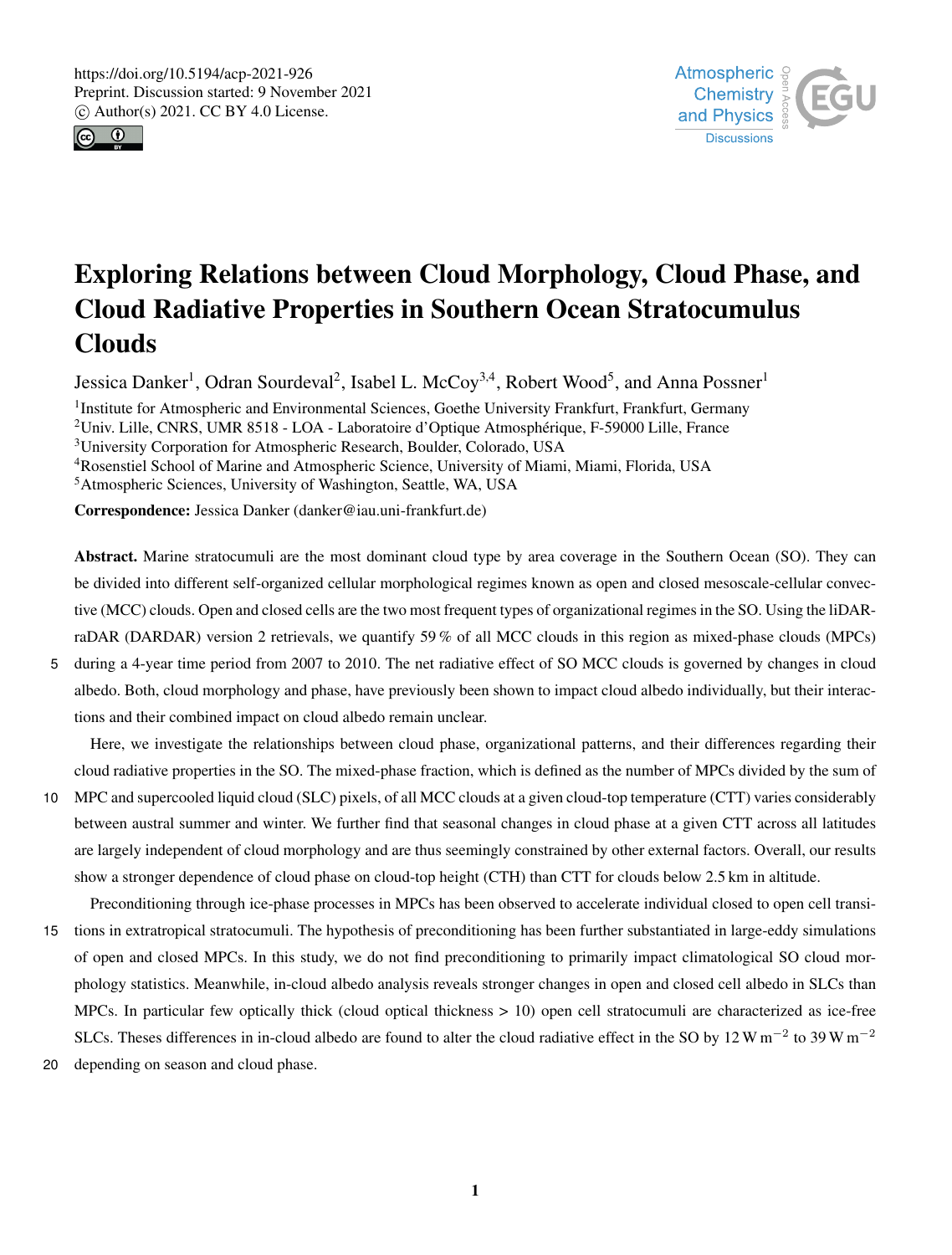# Exploring Relations between Cloud Morphology, Cloud Phase, and Cloud Radiative Properties in Southern Ocean Stratocumulus Clouds

Jessica Danker[1], Odran Sourdeval[2], Isabel L. McCoy[3,4], Robert Wood[5], and Anna Possner[1]

[1]Institute for Atmospheric and Environmental Sciences, Goethe University Frankfurt, Frankfurt, Germany
[2]Univ. Lille, CNRS, UMR 8518 - LOA - Laboratoire d'Optique Atmosphérique, F-59000 Lille, France
[3]University Corporation for Atmospheric Research, Boulder, Colorado, USA
[4]Rosenstiel School of Marine and Atmospheric Science, University of Miami, Miami, Florida, USA
[5]Atmospheric Sciences, University of Washington, Seattle, WA, USA

**Correspondence:** Jessica Danker (danker@iau.uni-frankfurt.de)

**Abstract.** Marine stratocumuli are the most dominant cloud type by area coverage in the Southern Ocean (SO). They can be divided into different self-organized cellular morphological regimes known as open and closed mesoscale-cellular convective (MCC) clouds. Open and closed cells are the two most frequent types of organizational regimes in the SO. Using the liDAR-raDAR (DARDAR) version 2 retrievals, we quantify 59 % of all MCC clouds in this region as mixed-phase clouds (MPCs) during a 4-year time period from 2007 to 2010. The net radiative effect of SO MCC clouds is governed by changes in cloud albedo. Both, cloud morphology and phase, have previously been shown to impact cloud albedo individually, but their interactions and their combined impact on cloud albedo remain unclear.

Here, we investigate the relationships between cloud phase, organizational patterns, and their differences regarding their cloud radiative properties in the SO. The mixed-phase fraction, which is defined as the number of MPCs divided by the sum of MPC and supercooled liquid cloud (SLC) pixels, of all MCC clouds at a given cloud-top temperature (CTT) varies considerably between austral summer and winter. We further find that seasonal changes in cloud phase at a given CTT across all latitudes are largely independent of cloud morphology and are thus seemingly constrained by other external factors. Overall, our results show a stronger dependence of cloud phase on cloud-top height (CTH) than CTT for clouds below 2.5 km in altitude.

Preconditioning through ice-phase processes in MPCs has been observed to accelerate individual closed to open cell transitions in extratropical stratocumuli. The hypothesis of preconditioning has been further substantiated in large-eddy simulations of open and closed MPCs. In this study, we do not find preconditioning to primarily impact climatological SO cloud morphology statistics. Meanwhile, in-cloud albedo analysis reveals stronger changes in open and closed cell albedo in SLCs than MPCs. In particular few optically thick (cloud optical thickness > 10) open cell stratocumuli are characterized as ice-free SLCs. Theses differences in in-cloud albedo are found to alter the cloud radiative effect in the SO by 12 W m$^{-2}$ to 39 W m$^{-2}$ depending on season and cloud phase.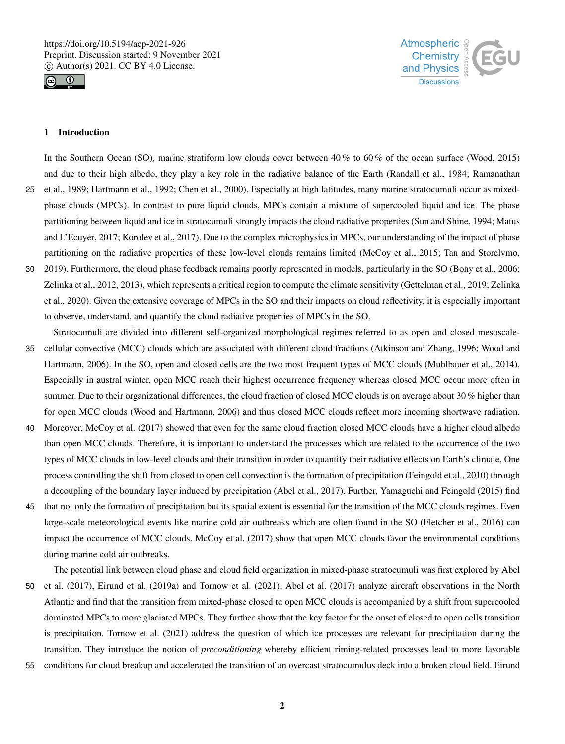## 1 Introduction

In the Southern Ocean (SO), marine stratiform low clouds cover between 40 % to 60 % of the ocean surface (Wood, 2015) and due to their high albedo, they play a key role in the radiative balance of the Earth (Randall et al., 1984; Ramanathan et al., 1989; Hartmann et al., 1992; Chen et al., 2000). Especially at high latitudes, many marine stratocumuli occur as mixed-phase clouds (MPCs). In contrast to pure liquid clouds, MPCs contain a mixture of supercooled liquid and ice. The phase partitioning between liquid and ice in stratocumuli strongly impacts the cloud radiative properties (Sun and Shine, 1994; Matus and L'Ecuyer, 2017; Korolev et al., 2017). Due to the complex microphysics in MPCs, our understanding of the impact of phase partitioning on the radiative properties of these low-level clouds remains limited (McCoy et al., 2015; Tan and Storelvmo, 2019). Furthermore, the cloud phase feedback remains poorly represented in models, particularly in the SO (Bony et al., 2006; Zelinka et al., 2012, 2013), which represents a critical region to compute the climate sensitivity (Gettelman et al., 2019; Zelinka et al., 2020). Given the extensive coverage of MPCs in the SO and their impacts on cloud reflectivity, it is especially important to observe, understand, and quantify the cloud radiative properties of MPCs in the SO.

Stratocumuli are divided into different self-organized morphological regimes referred to as open and closed mesoscale-cellular convective (MCC) clouds which are associated with different cloud fractions (Atkinson and Zhang, 1996; Wood and Hartmann, 2006). In the SO, open and closed cells are the two most frequent types of MCC clouds (Muhlbauer et al., 2014). Especially in austral winter, open MCC reach their highest occurrence frequency whereas closed MCC occur more often in summer. Due to their organizational differences, the cloud fraction of closed MCC clouds is on average about 30 % higher than for open MCC clouds (Wood and Hartmann, 2006) and thus closed MCC clouds reflect more incoming shortwave radiation. Moreover, McCoy et al. (2017) showed that even for the same cloud fraction closed MCC clouds have a higher cloud albedo than open MCC clouds. Therefore, it is important to understand the processes which are related to the occurrence of the two types of MCC clouds in low-level clouds and their transition in order to quantify their radiative effects on Earth's climate. One process controlling the shift from closed to open cell convection is the formation of precipitation (Feingold et al., 2010) through a decoupling of the boundary layer induced by precipitation (Abel et al., 2017). Further, Yamaguchi and Feingold (2015) find that not only the formation of precipitation but its spatial extent is essential for the transition of the MCC clouds regimes. Even large-scale meteorological events like marine cold air outbreaks which are often found in the SO (Fletcher et al., 2016) can impact the occurrence of MCC clouds. McCoy et al. (2017) show that open MCC clouds favor the environmental conditions during marine cold air outbreaks.

The potential link between cloud phase and cloud field organization in mixed-phase stratocumuli was first explored by Abel et al. (2017), Eirund et al. (2019a) and Tornow et al. (2021). Abel et al. (2017) analyze aircraft observations in the North Atlantic and find that the transition from mixed-phase closed to open MCC clouds is accompanied by a shift from supercooled dominated MPCs to more glaciated MPCs. They further show that the key factor for the onset of closed to open cells transition is precipitation. Tornow et al. (2021) address the question of which ice processes are relevant for precipitation during the transition. They introduce the notion of *preconditioning* whereby efficient riming-related processes lead to more favorable conditions for cloud breakup and accelerated the transition of an overcast stratocumulus deck into a broken cloud field. Eirund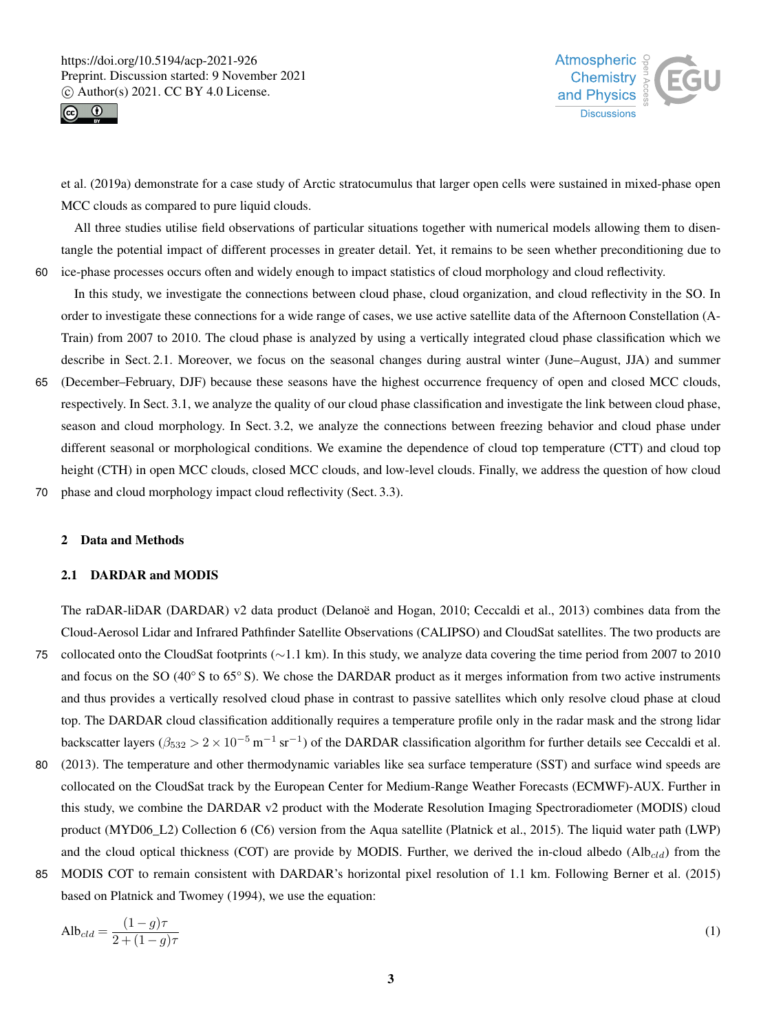et al. (2019a) demonstrate for a case study of Arctic stratocumulus that larger open cells were sustained in mixed-phase open MCC clouds as compared to pure liquid clouds.

All three studies utilise field observations of particular situations together with numerical models allowing them to disentangle the potential impact of different processes in greater detail. Yet, it remains to be seen whether preconditioning due to ice-phase processes occurs often and widely enough to impact statistics of cloud morphology and cloud reflectivity.

In this study, we investigate the connections between cloud phase, cloud organization, and cloud reflectivity in the SO. In order to investigate these connections for a wide range of cases, we use active satellite data of the Afternoon Constellation (A-Train) from 2007 to 2010. The cloud phase is analyzed by using a vertically integrated cloud phase classification which we describe in Sect. 2.1. Moreover, we focus on the seasonal changes during austral winter (June–August, JJA) and summer (December–February, DJF) because these seasons have the highest occurrence frequency of open and closed MCC clouds, respectively. In Sect. 3.1, we analyze the quality of our cloud phase classification and investigate the link between cloud phase, season and cloud morphology. In Sect. 3.2, we analyze the connections between freezing behavior and cloud phase under different seasonal or morphological conditions. We examine the dependence of cloud top temperature (CTT) and cloud top height (CTH) in open MCC clouds, closed MCC clouds, and low-level clouds. Finally, we address the question of how cloud phase and cloud morphology impact cloud reflectivity (Sect. 3.3).

## 2 Data and Methods

### 2.1 DARDAR and MODIS

The raDAR-liDAR (DARDAR) v2 data product (Delanoë and Hogan, 2010; Ceccaldi et al., 2013) combines data from the Cloud-Aerosol Lidar and Infrared Pathfinder Satellite Observations (CALIPSO) and CloudSat satellites. The two products are collocated onto the CloudSat footprints (~1.1 km). In this study, we analyze data covering the time period from 2007 to 2010 and focus on the SO (40° S to 65° S). We chose the DARDAR product as it merges information from two active instruments and thus provides a vertically resolved cloud phase in contrast to passive satellites which only resolve cloud phase at cloud top. The DARDAR cloud classification additionally requires a temperature profile only in the radar mask and the strong lidar backscatter layers ($\beta_{532} > 2 \times 10^{-5}\,\mathrm{m}^{-1}\,\mathrm{sr}^{-1}$) of the DARDAR classification algorithm for further details see Ceccaldi et al. (2013). The temperature and other thermodynamic variables like sea surface temperature (SST) and surface wind speeds are collocated on the CloudSat track by the European Center for Medium-Range Weather Forecasts (ECMWF)-AUX. Further in this study, we combine the DARDAR v2 product with the Moderate Resolution Imaging Spectroradiometer (MODIS) cloud product (MYD06_L2) Collection 6 (C6) version from the Aqua satellite (Platnick et al., 2015). The liquid water path (LWP) and the cloud optical thickness (COT) are provide by MODIS. Further, we derived the in-cloud albedo ($\mathrm{Alb}_{cld}$) from the MODIS COT to remain consistent with DARDAR's horizontal pixel resolution of 1.1 km. Following Berner et al. (2015) based on Platnick and Twomey (1994), we use the equation:

$$\mathrm{Alb}_{cld} = \frac{(1-g)\tau}{2+(1-g)\tau} \tag{1}$$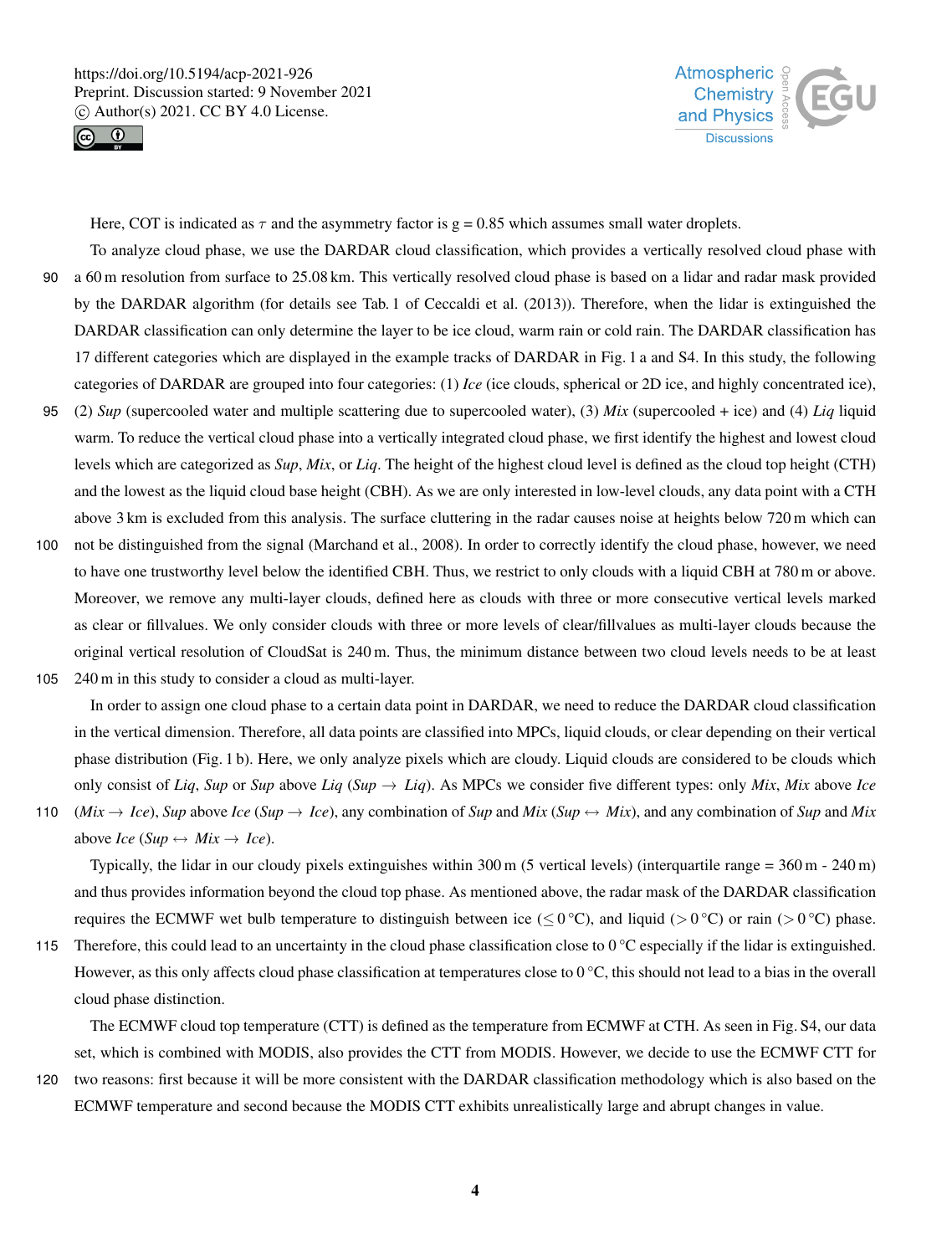Here, COT is indicated as $\tau$ and the asymmetry factor is g = 0.85 which assumes small water droplets.

To analyze cloud phase, we use the DARDAR cloud classification, which provides a vertically resolved cloud phase with a 60 m resolution from surface to 25.08 km. This vertically resolved cloud phase is based on a lidar and radar mask provided by the DARDAR algorithm (for details see Tab. 1 of Ceccaldi et al. (2013)). Therefore, when the lidar is extinguished the DARDAR classification can only determine the layer to be ice cloud, warm rain or cold rain. The DARDAR classification has 17 different categories which are displayed in the example tracks of DARDAR in Fig. 1 a and S4. In this study, the following categories of DARDAR are grouped into four categories: (1) *Ice* (ice clouds, spherical or 2D ice, and highly concentrated ice), (2) *Sup* (supercooled water and multiple scattering due to supercooled water), (3) *Mix* (supercooled + ice) and (4) *Liq* liquid warm. To reduce the vertical cloud phase into a vertically integrated cloud phase, we first identify the highest and lowest cloud levels which are categorized as *Sup*, *Mix*, or *Liq*. The height of the highest cloud level is defined as the cloud top height (CTH) and the lowest as the liquid cloud base height (CBH). As we are only interested in low-level clouds, any data point with a CTH above 3 km is excluded from this analysis. The surface cluttering in the radar causes noise at heights below 720 m which can not be distinguished from the signal (Marchand et al., 2008). In order to correctly identify the cloud phase, however, we need to have one trustworthy level below the identified CBH. Thus, we restrict to only clouds with a liquid CBH at 780 m or above. Moreover, we remove any multi-layer clouds, defined here as clouds with three or more consecutive vertical levels marked as clear or fillvalues. We only consider clouds with three or more levels of clear/fillvalues as multi-layer clouds because the original vertical resolution of CloudSat is 240 m. Thus, the minimum distance between two cloud levels needs to be at least 240 m in this study to consider a cloud as multi-layer.

In order to assign one cloud phase to a certain data point in DARDAR, we need to reduce the DARDAR cloud classification in the vertical dimension. Therefore, all data points are classified into MPCs, liquid clouds, or clear depending on their vertical phase distribution (Fig. 1 b). Here, we only analyze pixels which are cloudy. Liquid clouds are considered to be clouds which only consist of *Liq*, *Sup* or *Sup* above *Liq* (*Sup* $\rightarrow$ *Liq*). As MPCs we consider five different types: only *Mix*, *Mix* above *Ice* (*Mix* $\rightarrow$ *Ice*), *Sup* above *Ice* (*Sup* $\rightarrow$ *Ice*), any combination of *Sup* and *Mix* (*Sup* $\leftrightarrow$ *Mix*), and any combination of *Sup* and *Mix* above *Ice* (*Sup* $\leftrightarrow$ *Mix* $\rightarrow$ *Ice*).

Typically, the lidar in our cloudy pixels extinguishes within 300 m (5 vertical levels) (interquartile range = 360 m - 240 m) and thus provides information beyond the cloud top phase. As mentioned above, the radar mask of the DARDAR classification requires the ECMWF wet bulb temperature to distinguish between ice ($\leq 0\,°C$), and liquid ($> 0\,°C$) or rain ($> 0\,°C$) phase. Therefore, this could lead to an uncertainty in the cloud phase classification close to 0 °C especially if the lidar is extinguished. However, as this only affects cloud phase classification at temperatures close to 0 °C, this should not lead to a bias in the overall cloud phase distinction.

The ECMWF cloud top temperature (CTT) is defined as the temperature from ECMWF at CTH. As seen in Fig. S4, our data set, which is combined with MODIS, also provides the CTT from MODIS. However, we decide to use the ECMWF CTT for two reasons: first because it will be more consistent with the DARDAR classification methodology which is also based on the ECMWF temperature and second because the MODIS CTT exhibits unrealistically large and abrupt changes in value.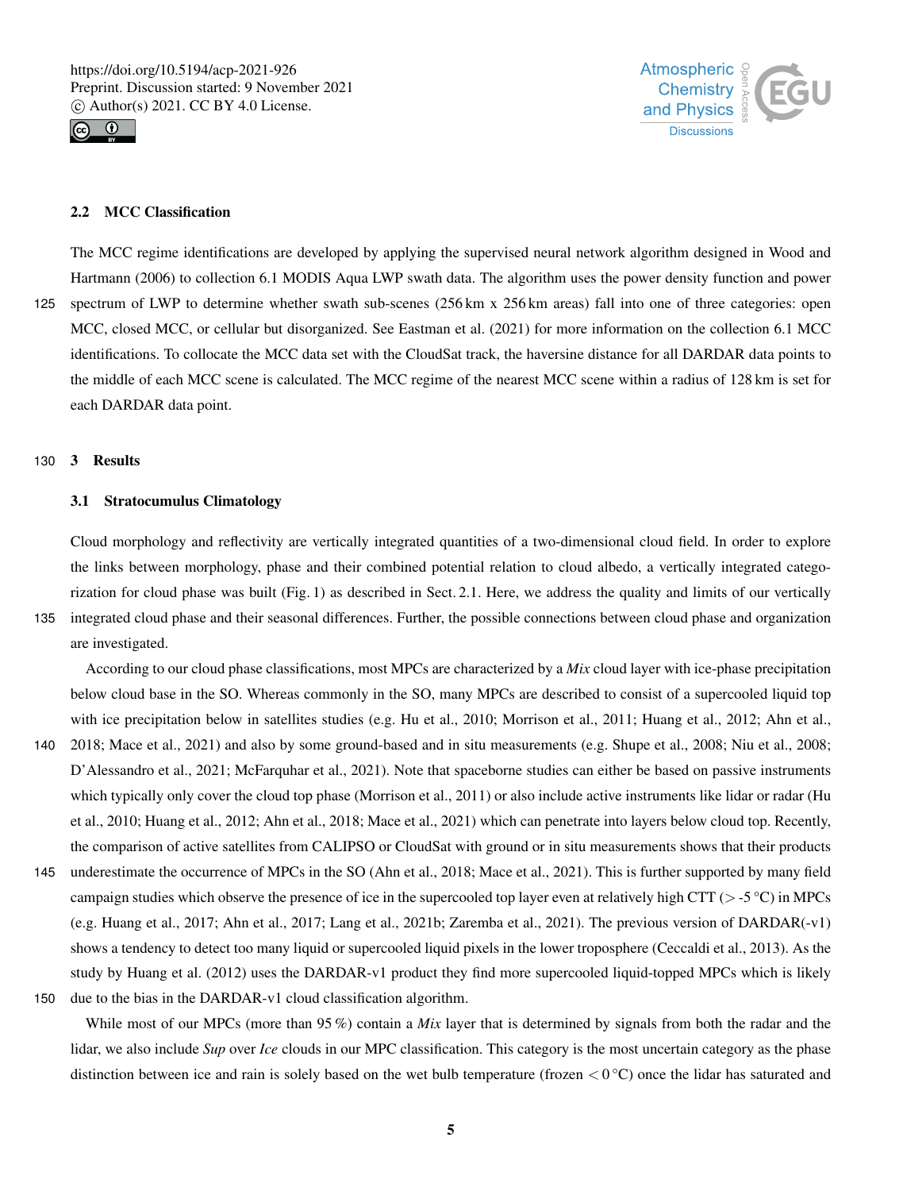### 2.2 MCC Classification

The MCC regime identifications are developed by applying the supervised neural network algorithm designed in Wood and Hartmann (2006) to collection 6.1 MODIS Aqua LWP swath data. The algorithm uses the power density function and power spectrum of LWP to determine whether swath sub-scenes (256 km x 256 km areas) fall into one of three categories: open MCC, closed MCC, or cellular but disorganized. See Eastman et al. (2021) for more information on the collection 6.1 MCC identifications. To collocate the MCC data set with the CloudSat track, the haversine distance for all DARDAR data points to the middle of each MCC scene is calculated. The MCC regime of the nearest MCC scene within a radius of 128 km is set for each DARDAR data point.

## 3 Results

### 3.1 Stratocumulus Climatology

Cloud morphology and reflectivity are vertically integrated quantities of a two-dimensional cloud field. In order to explore the links between morphology, phase and their combined potential relation to cloud albedo, a vertically integrated categorization for cloud phase was built (Fig. 1) as described in Sect. 2.1. Here, we address the quality and limits of our vertically integrated cloud phase and their seasonal differences. Further, the possible connections between cloud phase and organization are investigated.

According to our cloud phase classifications, most MPCs are characterized by a *Mix* cloud layer with ice-phase precipitation below cloud base in the SO. Whereas commonly in the SO, many MPCs are described to consist of a supercooled liquid top with ice precipitation below in satellites studies (e.g. Hu et al., 2010; Morrison et al., 2011; Huang et al., 2012; Ahn et al., 2018; Mace et al., 2021) and also by some ground-based and in situ measurements (e.g. Shupe et al., 2008; Niu et al., 2008; D'Alessandro et al., 2021; McFarquhar et al., 2021). Note that spaceborne studies can either be based on passive instruments which typically only cover the cloud top phase (Morrison et al., 2011) or also include active instruments like lidar or radar (Hu et al., 2010; Huang et al., 2012; Ahn et al., 2018; Mace et al., 2021) which can penetrate into layers below cloud top. Recently, the comparison of active satellites from CALIPSO or CloudSat with ground or in situ measurements shows that their products underestimate the occurrence of MPCs in the SO (Ahn et al., 2018; Mace et al., 2021). This is further supported by many field campaign studies which observe the presence of ice in the supercooled top layer even at relatively high CTT ($>$ -5 °C) in MPCs (e.g. Huang et al., 2017; Ahn et al., 2017; Lang et al., 2021b; Zaremba et al., 2021). The previous version of DARDAR(-v1) shows a tendency to detect too many liquid or supercooled liquid pixels in the lower troposphere (Ceccaldi et al., 2013). As the study by Huang et al. (2012) uses the DARDAR-v1 product they find more supercooled liquid-topped MPCs which is likely due to the bias in the DARDAR-v1 cloud classification algorithm.

While most of our MPCs (more than 95 %) contain a *Mix* layer that is determined by signals from both the radar and the lidar, we also include *Sup* over *Ice* clouds in our MPC classification. This category is the most uncertain category as the phase distinction between ice and rain is solely based on the wet bulb temperature (frozen $<0$ °C) once the lidar has saturated and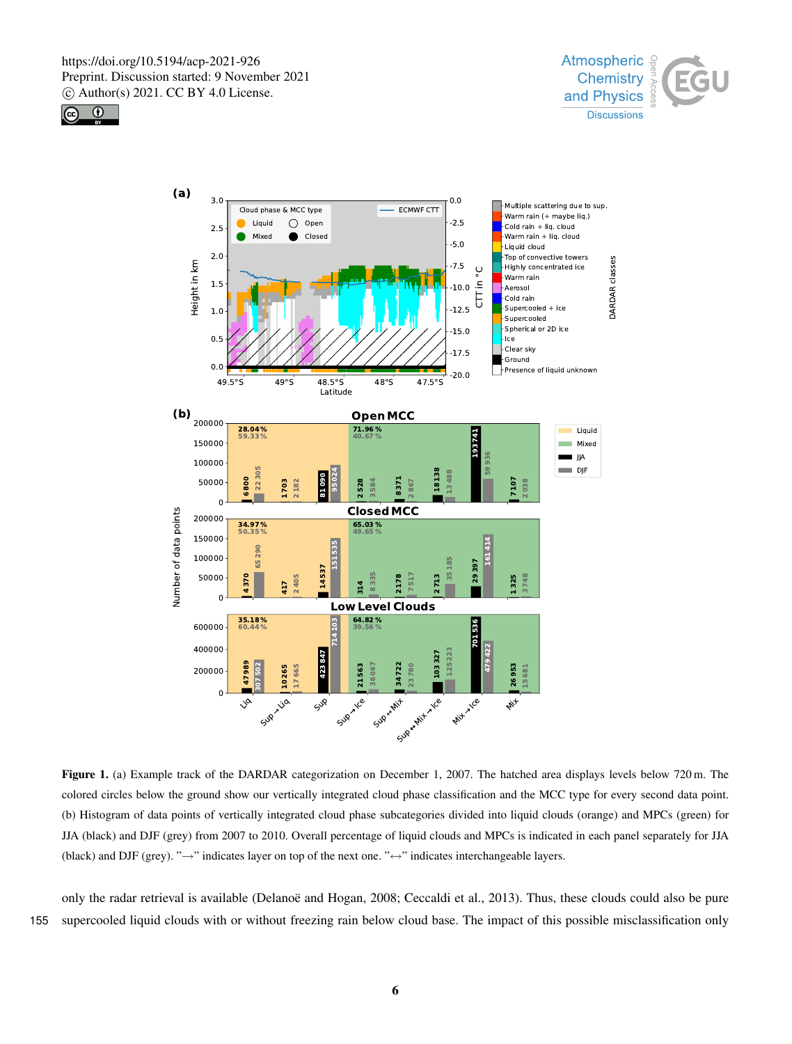Figure 1. (a) Example track of the DARDAR categorization on December 1, 2007. The hatched area displays levels below 720 m. The colored circles below the ground show our vertically integrated cloud phase classification and the MCC type for every second data point. (b) Histogram of data points of vertically integrated cloud phase subcategories divided into liquid clouds (orange) and MPCs (green) for JJA (black) and DJF (grey) from 2007 to 2010. Overall percentage of liquid clouds and MPCs is indicated in each panel separately for JJA (black) and DJF (grey). "→" indicates layer on top of the next one. "↔" indicates interchangeable layers.

only the radar retrieval is available (Delanoë and Hogan, 2008; Ceccaldi et al., 2013). Thus, these clouds could also be pure supercooled liquid clouds with or without freezing rain below cloud base. The impact of this possible misclassification only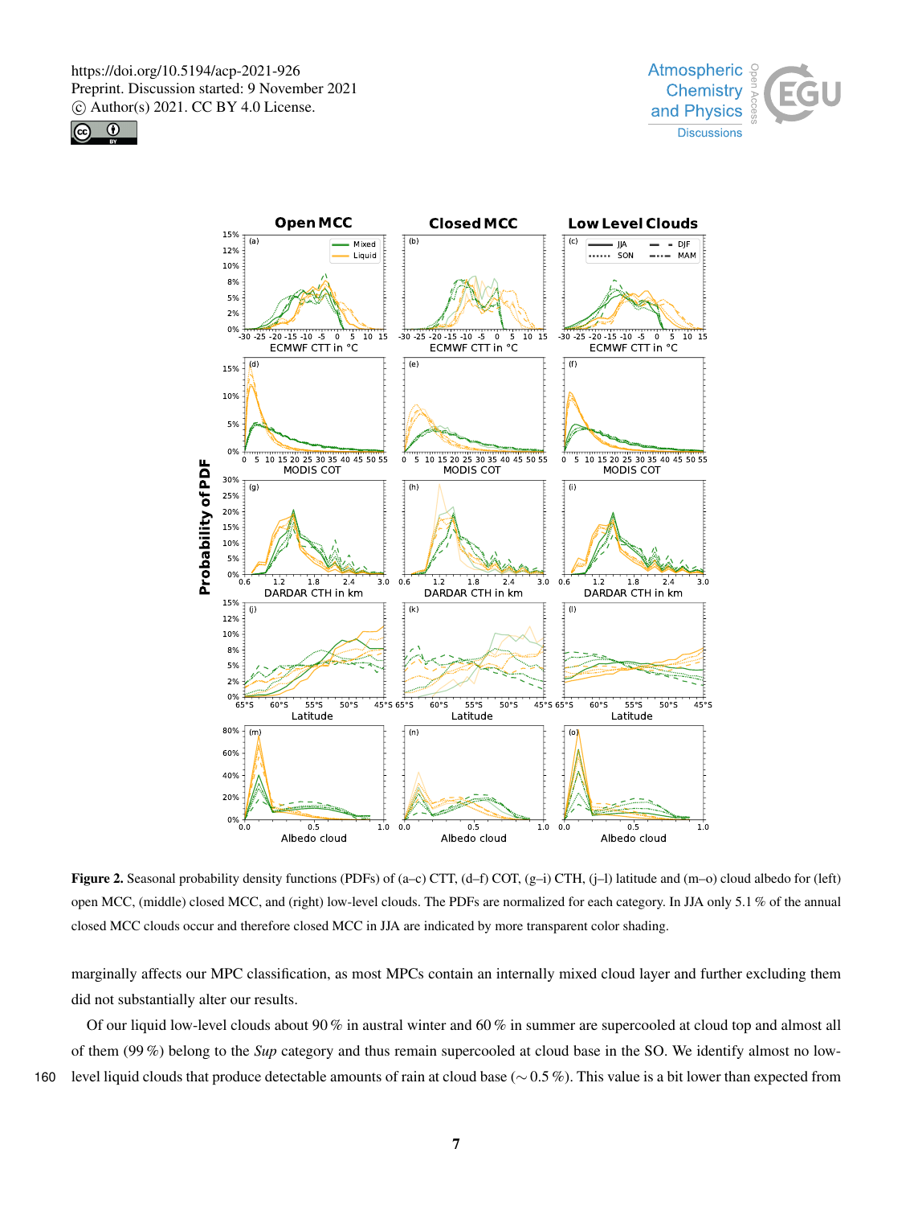**Figure 2.** Seasonal probability density functions (PDFs) of (a–c) CTT, (d–f) COT, (g–i) CTH, (j–l) latitude and (m–o) cloud albedo for (left) open MCC, (middle) closed MCC, and (right) low-level clouds. The PDFs are normalized for each category. In JJA only 5.1 % of the annual closed MCC clouds occur and therefore closed MCC in JJA are indicated by more transparent color shading.

marginally affects our MPC classification, as most MPCs contain an internally mixed cloud layer and further excluding them did not substantially alter our results.

Of our liquid low-level clouds about 90 % in austral winter and 60 % in summer are supercooled at cloud top and almost all of them (99 %) belong to the *Sup* category and thus remain supercooled at cloud base in the SO. We identify almost no low-level liquid clouds that produce detectable amounts of rain at cloud base (∼ 0.5 %). This value is a bit lower than expected from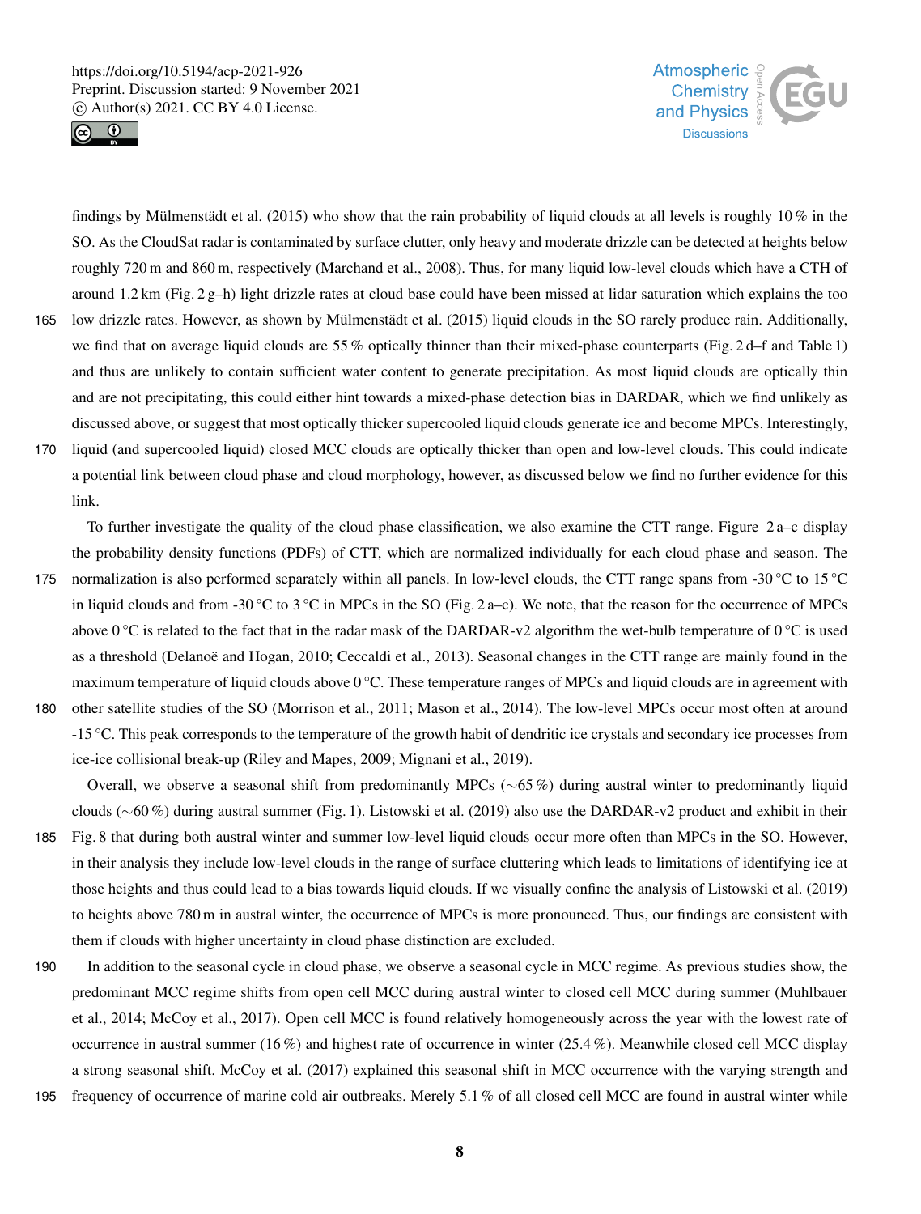findings by Mülmenstädt et al. (2015) who show that the rain probability of liquid clouds at all levels is roughly 10 % in the SO. As the CloudSat radar is contaminated by surface clutter, only heavy and moderate drizzle can be detected at heights below roughly 720 m and 860 m, respectively (Marchand et al., 2008). Thus, for many liquid low-level clouds which have a CTH of around 1.2 km (Fig. 2 g–h) light drizzle rates at cloud base could have been missed at lidar saturation which explains the too low drizzle rates. However, as shown by Mülmenstädt et al. (2015) liquid clouds in the SO rarely produce rain. Additionally, we find that on average liquid clouds are 55 % optically thinner than their mixed-phase counterparts (Fig. 2 d–f and Table 1) and thus are unlikely to contain sufficient water content to generate precipitation. As most liquid clouds are optically thin and are not precipitating, this could either hint towards a mixed-phase detection bias in DARDAR, which we find unlikely as discussed above, or suggest that most optically thicker supercooled liquid clouds generate ice and become MPCs. Interestingly, liquid (and supercooled liquid) closed MCC clouds are optically thicker than open and low-level clouds. This could indicate a potential link between cloud phase and cloud morphology, however, as discussed below we find no further evidence for this link.

To further investigate the quality of the cloud phase classification, we also examine the CTT range. Figure 2 a–c display the probability density functions (PDFs) of CTT, which are normalized individually for each cloud phase and season. The normalization is also performed separately within all panels. In low-level clouds, the CTT range spans from -30 °C to 15 °C in liquid clouds and from -30 °C to 3 °C in MPCs in the SO (Fig. 2 a–c). We note, that the reason for the occurrence of MPCs above 0 °C is related to the fact that in the radar mask of the DARDAR-v2 algorithm the wet-bulb temperature of 0 °C is used as a threshold (Delanoë and Hogan, 2010; Ceccaldi et al., 2013). Seasonal changes in the CTT range are mainly found in the maximum temperature of liquid clouds above 0 °C. These temperature ranges of MPCs and liquid clouds are in agreement with other satellite studies of the SO (Morrison et al., 2011; Mason et al., 2014). The low-level MPCs occur most often at around -15 °C. This peak corresponds to the temperature of the growth habit of dendritic ice crystals and secondary ice processes from ice-ice collisional break-up (Riley and Mapes, 2009; Mignani et al., 2019).

Overall, we observe a seasonal shift from predominantly MPCs ($\sim$65 %) during austral winter to predominantly liquid clouds ($\sim$60 %) during austral summer (Fig. 1). Listowski et al. (2019) also use the DARDAR-v2 product and exhibit in their Fig. 8 that during both austral winter and summer low-level liquid clouds occur more often than MPCs in the SO. However, in their analysis they include low-level clouds in the range of surface cluttering which leads to limitations of identifying ice at those heights and thus could lead to a bias towards liquid clouds. If we visually confine the analysis of Listowski et al. (2019) to heights above 780 m in austral winter, the occurrence of MPCs is more pronounced. Thus, our findings are consistent with them if clouds with higher uncertainty in cloud phase distinction are excluded.

In addition to the seasonal cycle in cloud phase, we observe a seasonal cycle in MCC regime. As previous studies show, the predominant MCC regime shifts from open cell MCC during austral winter to closed cell MCC during summer (Muhlbauer et al., 2014; McCoy et al., 2017). Open cell MCC is found relatively homogeneously across the year with the lowest rate of occurrence in austral summer (16 %) and highest rate of occurrence in winter (25.4 %). Meanwhile closed cell MCC display a strong seasonal shift. McCoy et al. (2017) explained this seasonal shift in MCC occurrence with the varying strength and frequency of occurrence of marine cold air outbreaks. Merely 5.1 % of all closed cell MCC are found in austral winter while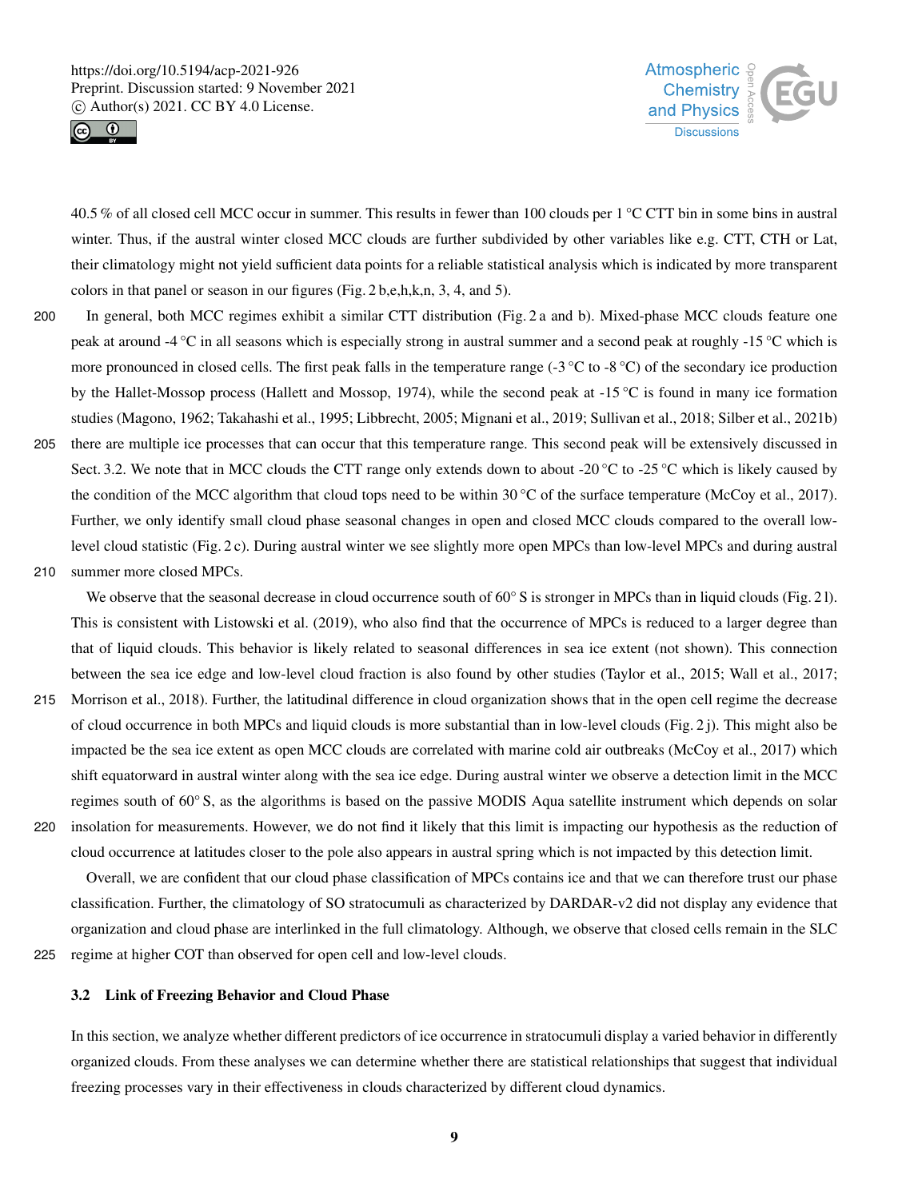40.5 % of all closed cell MCC occur in summer. This results in fewer than 100 clouds per 1 °C CTT bin in some bins in austral winter. Thus, if the austral winter closed MCC clouds are further subdivided by other variables like e.g. CTT, CTH or Lat, their climatology might not yield sufficient data points for a reliable statistical analysis which is indicated by more transparent colors in that panel or season in our figures (Fig. 2 b,e,h,k,n, 3, 4, and 5).

In general, both MCC regimes exhibit a similar CTT distribution (Fig. 2 a and b). Mixed-phase MCC clouds feature one peak at around -4 °C in all seasons which is especially strong in austral summer and a second peak at roughly -15 °C which is more pronounced in closed cells. The first peak falls in the temperature range (-3 °C to -8 °C) of the secondary ice production by the Hallet-Mossop process (Hallett and Mossop, 1974), while the second peak at -15 °C is found in many ice formation studies (Magono, 1962; Takahashi et al., 1995; Libbrecht, 2005; Mignani et al., 2019; Sullivan et al., 2018; Silber et al., 2021b) there are multiple ice processes that can occur that this temperature range. This second peak will be extensively discussed in Sect. 3.2. We note that in MCC clouds the CTT range only extends down to about -20 °C to -25 °C which is likely caused by the condition of the MCC algorithm that cloud tops need to be within 30 °C of the surface temperature (McCoy et al., 2017). Further, we only identify small cloud phase seasonal changes in open and closed MCC clouds compared to the overall low-level cloud statistic (Fig. 2 c). During austral winter we see slightly more open MPCs than low-level MPCs and during austral summer more closed MPCs.

We observe that the seasonal decrease in cloud occurrence south of 60° S is stronger in MPCs than in liquid clouds (Fig. 2 l). This is consistent with Listowski et al. (2019), who also find that the occurrence of MPCs is reduced to a larger degree than that of liquid clouds. This behavior is likely related to seasonal differences in sea ice extent (not shown). This connection between the sea ice edge and low-level cloud fraction is also found by other studies (Taylor et al., 2015; Wall et al., 2017; Morrison et al., 2018). Further, the latitudinal difference in cloud organization shows that in the open cell regime the decrease of cloud occurrence in both MPCs and liquid clouds is more substantial than in low-level clouds (Fig. 2 j). This might also be impacted be the sea ice extent as open MCC clouds are correlated with marine cold air outbreaks (McCoy et al., 2017) which shift equatorward in austral winter along with the sea ice edge. During austral winter we observe a detection limit in the MCC regimes south of 60° S, as the algorithms is based on the passive MODIS Aqua satellite instrument which depends on solar insolation for measurements. However, we do not find it likely that this limit is impacting our hypothesis as the reduction of cloud occurrence at latitudes closer to the pole also appears in austral spring which is not impacted by this detection limit.

Overall, we are confident that our cloud phase classification of MPCs contains ice and that we can therefore trust our phase classification. Further, the climatology of SO stratocumuli as characterized by DARDAR-v2 did not display any evidence that organization and cloud phase are interlinked in the full climatology. Although, we observe that closed cells remain in the SLC regime at higher COT than observed for open cell and low-level clouds.

### 3.2 Link of Freezing Behavior and Cloud Phase

In this section, we analyze whether different predictors of ice occurrence in stratocumuli display a varied behavior in differently organized clouds. From these analyses we can determine whether there are statistical relationships that suggest that individual freezing processes vary in their effectiveness in clouds characterized by different cloud dynamics.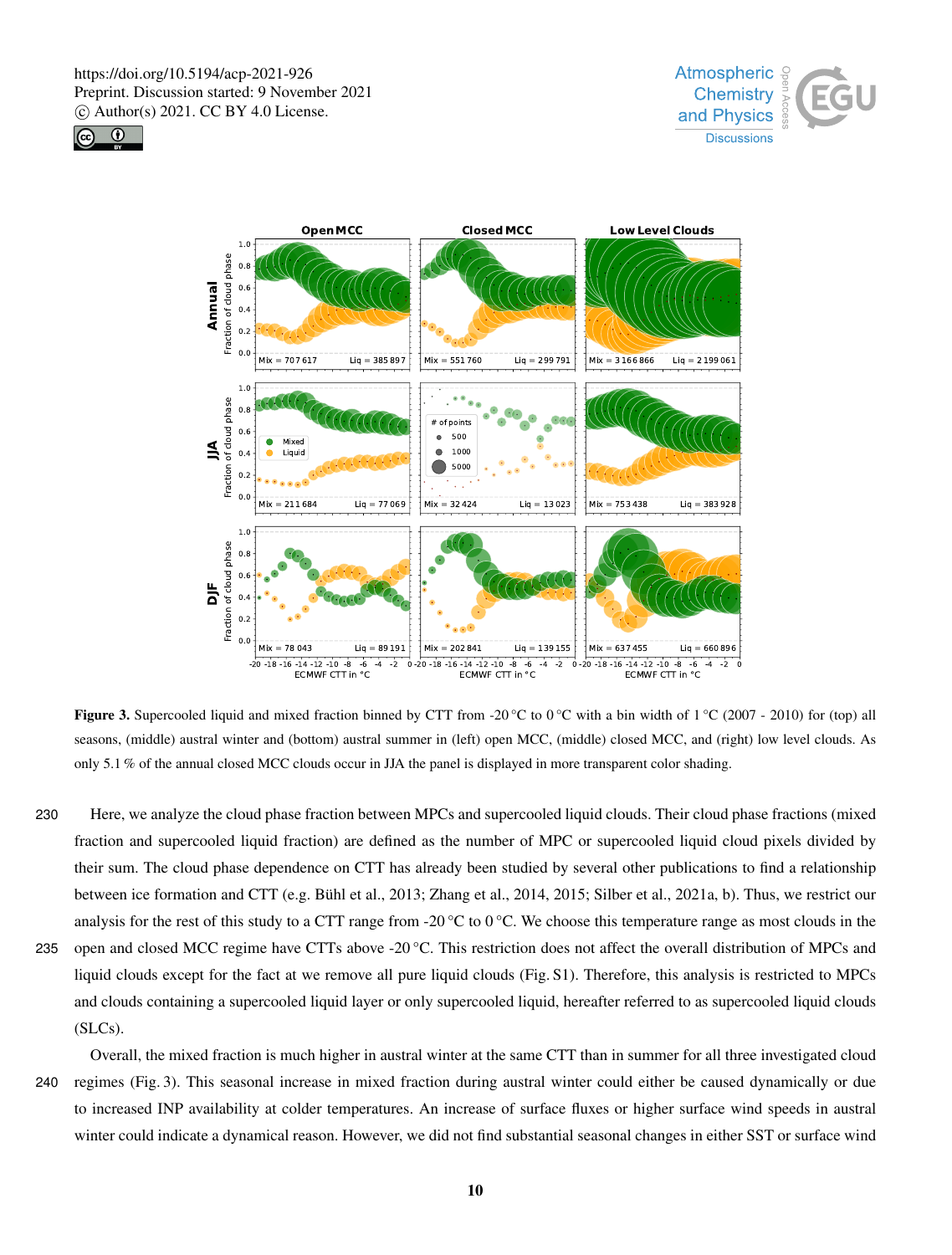**Figure 3.** Supercooled liquid and mixed fraction binned by CTT from -20 °C to 0 °C with a bin width of 1 °C (2007 - 2010) for (top) all seasons, (middle) austral winter and (bottom) austral summer in (left) open MCC, (middle) closed MCC, and (right) low level clouds. As only 5.1 % of the annual closed MCC clouds occur in JJA the panel is displayed in more transparent color shading.

Here, we analyze the cloud phase fraction between MPCs and supercooled liquid clouds. Their cloud phase fractions (mixed fraction and supercooled liquid fraction) are defined as the number of MPC or supercooled liquid cloud pixels divided by their sum. The cloud phase dependence on CTT has already been studied by several other publications to find a relationship between ice formation and CTT (e.g. Bühl et al., 2013; Zhang et al., 2014, 2015; Silber et al., 2021a, b). Thus, we restrict our analysis for the rest of this study to a CTT range from -20 °C to 0 °C. We choose this temperature range as most clouds in the open and closed MCC regime have CTTs above -20 °C. This restriction does not affect the overall distribution of MPCs and liquid clouds except for the fact at we remove all pure liquid clouds (Fig. S1). Therefore, this analysis is restricted to MPCs and clouds containing a supercooled liquid layer or only supercooled liquid, hereafter referred to as supercooled liquid clouds (SLCs).

Overall, the mixed fraction is much higher in austral winter at the same CTT than in summer for all three investigated cloud regimes (Fig. 3). This seasonal increase in mixed fraction during austral winter could either be caused dynamically or due to increased INP availability at colder temperatures. An increase of surface fluxes or higher surface wind speeds in austral winter could indicate a dynamical reason. However, we did not find substantial seasonal changes in either SST or surface wind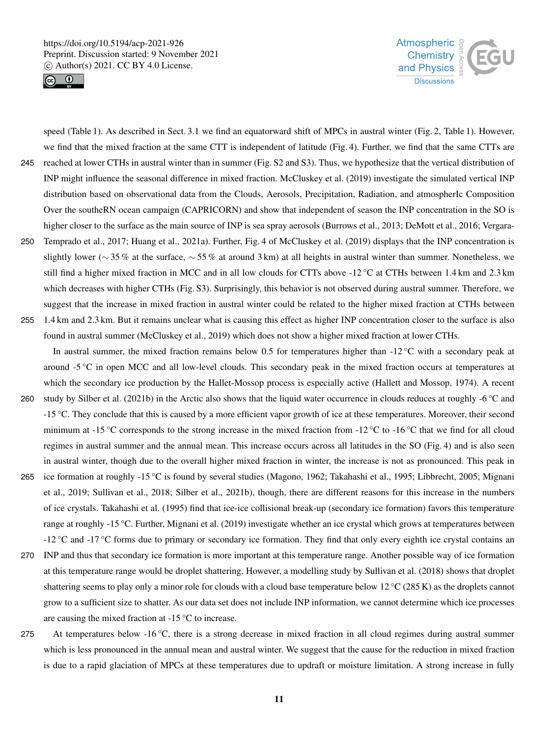speed (Table 1). As described in Sect. 3.1 we find an equatorward shift of MPCs in austral winter (Fig. 2, Table 1). However, we find that the mixed fraction at the same CTT is independent of latitude (Fig. 4). Further, we find that the same CTTs are reached at lower CTHs in austral winter than in summer (Fig. S2 and S3). Thus, we hypothesize that the vertical distribution of INP might influence the seasonal difference in mixed fraction. McCluskey et al. (2019) investigate the simulated vertical INP distribution based on observational data from the Clouds, Aerosols, Precipitation, Radiation, and atmospherIc Composition Over the southeRN ocean campaign (CAPRICORN) and show that independent of season the INP concentration in the SO is higher closer to the surface as the main source of INP is sea spray aerosols (Burrows et al., 2013; DeMott et al., 2016; Vergara-Temprado et al., 2017; Huang et al., 2021a). Further, Fig. 4 of McCluskey et al. (2019) displays that the INP concentration is slightly lower (∼35 % at the surface, ∼55 % at around 3 km) at all heights in austral winter than summer. Nonetheless, we still find a higher mixed fraction in MCC and in all low clouds for CTTs above -12 °C at CTHs between 1.4 km and 2.3 km which decreases with higher CTHs (Fig. S3). Surprisingly, this behavior is not observed during austral summer. Therefore, we suggest that the increase in mixed fraction in austral winter could be related to the higher mixed fraction at CTHs between 1.4 km and 2.3 km. But it remains unclear what is causing this effect as higher INP concentration closer to the surface is also found in austral summer (McCluskey et al., 2019) which does not show a higher mixed fraction at lower CTHs.

In austral summer, the mixed fraction remains below 0.5 for temperatures higher than -12 °C with a secondary peak at around -5 °C in open MCC and all low-level clouds. This secondary peak in the mixed fraction occurs at temperatures at which the secondary ice production by the Hallet-Mossop process is especially active (Hallett and Mossop, 1974). A recent study by Silber et al. (2021b) in the Arctic also shows that the liquid water occurrence in clouds reduces at roughly -6 °C and -15 °C. They conclude that this is caused by a more efficient vapor growth of ice at these temperatures. Moreover, their second minimum at -15 °C corresponds to the strong increase in the mixed fraction from -12 °C to -16 °C that we find for all cloud regimes in austral summer and the annual mean. This increase occurs across all latitudes in the SO (Fig. 4) and is also seen in austral winter, though due to the overall higher mixed fraction in winter, the increase is not as pronounced. This peak in ice formation at roughly -15 °C is found by several studies (Magono, 1962; Takahashi et al., 1995; Libbrecht, 2005; Mignani et al., 2019; Sullivan et al., 2018; Silber et al., 2021b), though, there are different reasons for this increase in the numbers of ice crystals. Takahashi et al. (1995) find that ice-ice collisional break-up (secondary ice formation) favors this temperature range at roughly -15 °C. Further, Mignani et al. (2019) investigate whether an ice crystal which grows at temperatures between -12 °C and -17 °C forms due to primary or secondary ice formation. They find that only every eighth ice crystal contains an INP and thus that secondary ice formation is more important at this temperature range. Another possible way of ice formation at this temperature range would be droplet shattering. However, a modelling study by Sullivan et al. (2018) shows that droplet shattering seems to play only a minor role for clouds with a cloud base temperature below 12 °C (285 K) as the droplets cannot grow to a sufficient size to shatter. As our data set does not include INP information, we cannot determine which ice processes are causing the mixed fraction at -15 °C to increase.

At temperatures below -16 °C, there is a strong decrease in mixed fraction in all cloud regimes during austral summer which is less pronounced in the annual mean and austral winter. We suggest that the cause for the reduction in mixed fraction is due to a rapid glaciation of MPCs at these temperatures due to updraft or moisture limitation. A strong increase in fully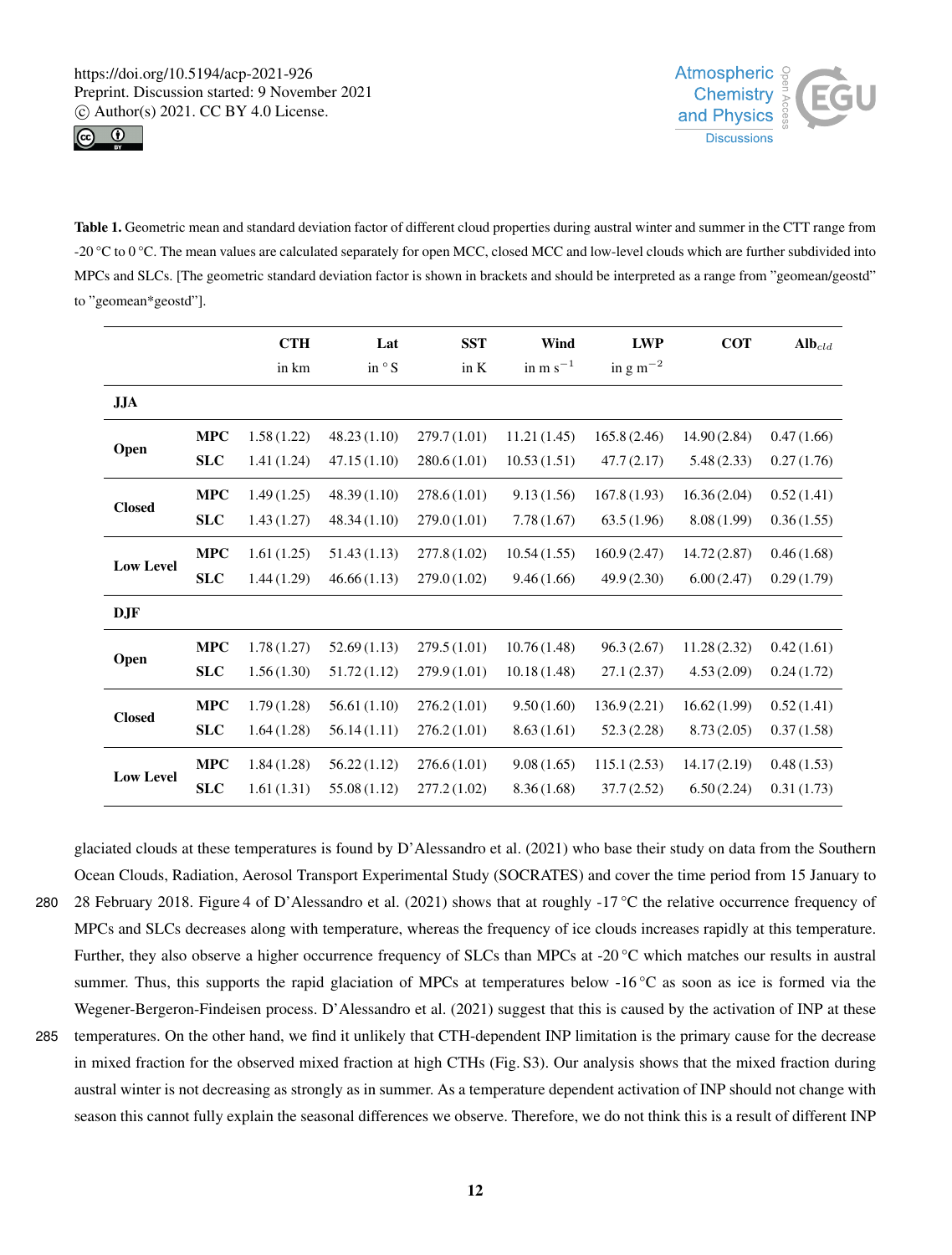**Table 1.** Geometric mean and standard deviation factor of different cloud properties during austral winter and summer in the CTT range from -20 °C to 0 °C. The mean values are calculated separately for open MCC, closed MCC and low-level clouds which are further subdivided into MPCs and SLCs. [The geometric standard deviation factor is shown in brackets and should be interpreted as a range from "geomean/geostd" to "geomean*geostd"].

| | | **CTH** in km | **Lat** in °S | **SST** in K | **Wind** in m $s^{-1}$ | **LWP** in g $m^{-2}$ | **COT** | **Alb**$_{cld}$ |
|---|---|---|---|---|---|---|---|---|
| **JJA** | | | | | | | | |
| **Open** | **MPC** | 1.58 (1.22) | 48.23 (1.10) | 279.7 (1.01) | 11.21 (1.45) | 165.8 (2.46) | 14.90 (2.84) | 0.47 (1.66) |
| | **SLC** | 1.41 (1.24) | 47.15 (1.10) | 280.6 (1.01) | 10.53 (1.51) | 47.7 (2.17) | 5.48 (2.33) | 0.27 (1.76) |
| **Closed** | **MPC** | 1.49 (1.25) | 48.39 (1.10) | 278.6 (1.01) | 9.13 (1.56) | 167.8 (1.93) | 16.36 (2.04) | 0.52 (1.41) |
| | **SLC** | 1.43 (1.27) | 48.34 (1.10) | 279.0 (1.01) | 7.78 (1.67) | 63.5 (1.96) | 8.08 (1.99) | 0.36 (1.55) |
| **Low Level** | **MPC** | 1.61 (1.25) | 51.43 (1.13) | 277.8 (1.02) | 10.54 (1.55) | 160.9 (2.47) | 14.72 (2.87) | 0.46 (1.68) |
| | **SLC** | 1.44 (1.29) | 46.66 (1.13) | 279.0 (1.02) | 9.46 (1.66) | 49.9 (2.30) | 6.00 (2.47) | 0.29 (1.79) |
| **DJF** | | | | | | | | |
| **Open** | **MPC** | 1.78 (1.27) | 52.69 (1.13) | 279.5 (1.01) | 10.76 (1.48) | 96.3 (2.67) | 11.28 (2.32) | 0.42 (1.61) |
| | **SLC** | 1.56 (1.30) | 51.72 (1.12) | 279.9 (1.01) | 10.18 (1.48) | 27.1 (2.37) | 4.53 (2.09) | 0.24 (1.72) |
| **Closed** | **MPC** | 1.79 (1.28) | 56.61 (1.10) | 276.2 (1.01) | 9.50 (1.60) | 136.9 (2.21) | 16.62 (1.99) | 0.52 (1.41) |
| | **SLC** | 1.64 (1.28) | 56.14 (1.11) | 276.2 (1.01) | 8.63 (1.61) | 52.3 (2.28) | 8.73 (2.05) | 0.37 (1.58) |
| **Low Level** | **MPC** | 1.84 (1.28) | 56.22 (1.12) | 276.6 (1.01) | 9.08 (1.65) | 115.1 (2.53) | 14.17 (2.19) | 0.48 (1.53) |
| | **SLC** | 1.61 (1.31) | 55.08 (1.12) | 277.2 (1.02) | 8.36 (1.68) | 37.7 (2.52) | 6.50 (2.24) | 0.31 (1.73) |

glaciated clouds at these temperatures is found by D'Alessandro et al. (2021) who base their study on data from the Southern Ocean Clouds, Radiation, Aerosol Transport Experimental Study (SOCRATES) and cover the time period from 15 January to 28 February 2018. Figure 4 of D'Alessandro et al. (2021) shows that at roughly -17 °C the relative occurrence frequency of MPCs and SLCs decreases along with temperature, whereas the frequency of ice clouds increases rapidly at this temperature. Further, they also observe a higher occurrence frequency of SLCs than MPCs at -20 °C which matches our results in austral summer. Thus, this supports the rapid glaciation of MPCs at temperatures below -16 °C as soon as ice is formed via the Wegener-Bergeron-Findeisen process. D'Alessandro et al. (2021) suggest that this is caused by the activation of INP at these temperatures. On the other hand, we find it unlikely that CTH-dependent INP limitation is the primary cause for the decrease in mixed fraction for the observed mixed fraction at high CTHs (Fig. S3). Our analysis shows that the mixed fraction during austral winter is not decreasing as strongly as in summer. As a temperature dependent activation of INP should not change with season this cannot fully explain the seasonal differences we observe. Therefore, we do not think this is a result of different INP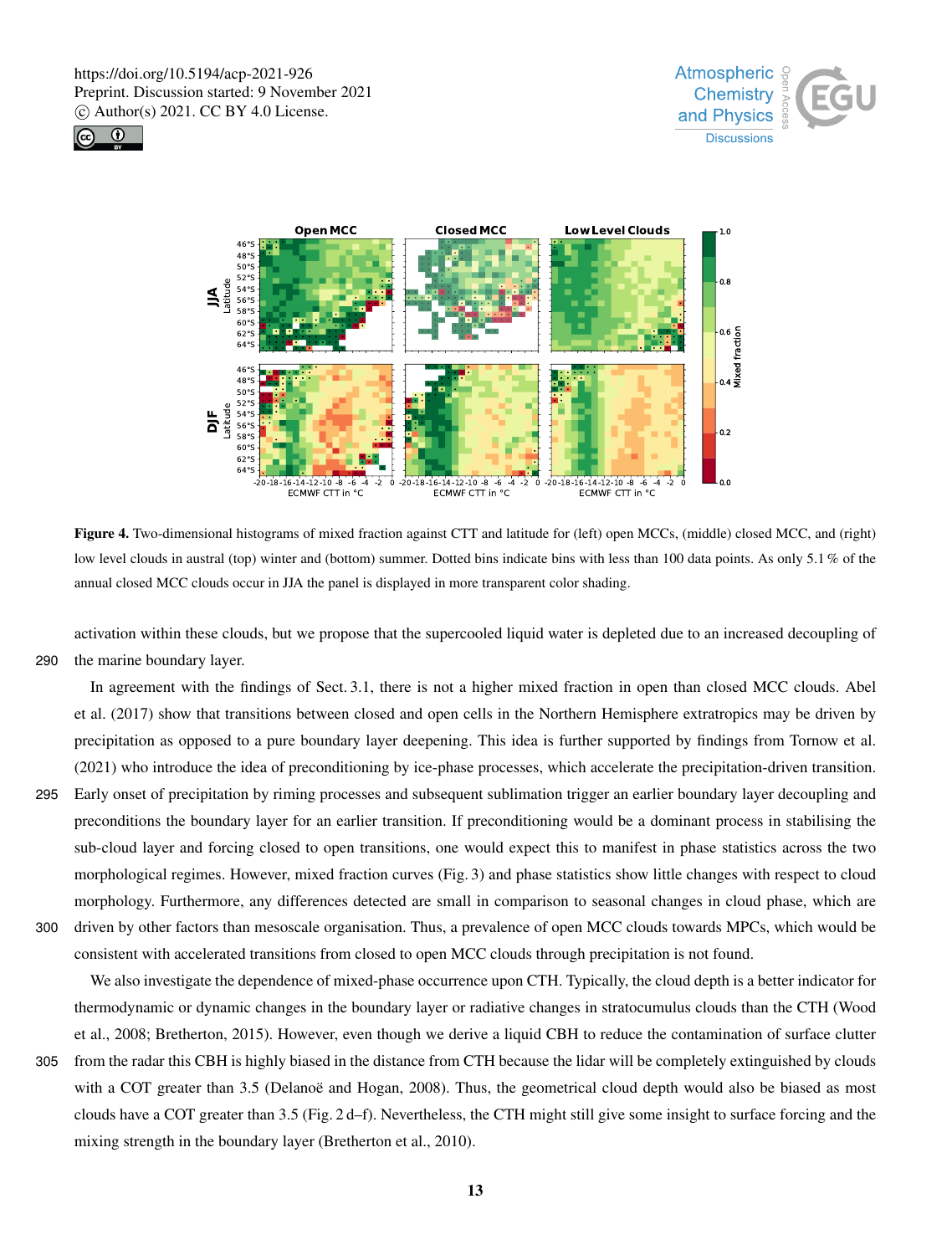**Figure 4.** Two-dimensional histograms of mixed fraction against CTT and latitude for (left) open MCCs, (middle) closed MCC, and (right) low level clouds in austral (top) winter and (bottom) summer. Dotted bins indicate bins with less than 100 data points. As only 5.1 % of the annual closed MCC clouds occur in JJA the panel is displayed in more transparent color shading.

activation within these clouds, but we propose that the supercooled liquid water is depleted due to an increased decoupling of the marine boundary layer.

In agreement with the findings of Sect. 3.1, there is not a higher mixed fraction in open than closed MCC clouds. Abel et al. (2017) show that transitions between closed and open cells in the Northern Hemisphere extratropics may be driven by precipitation as opposed to a pure boundary layer deepening. This idea is further supported by findings from Tornow et al. (2021) who introduce the idea of preconditioning by ice-phase processes, which accelerate the precipitation-driven transition. Early onset of precipitation by riming processes and subsequent sublimation trigger an earlier boundary layer decoupling and preconditions the boundary layer for an earlier transition. If preconditioning would be a dominant process in stabilising the sub-cloud layer and forcing closed to open transitions, one would expect this to manifest in phase statistics across the two morphological regimes. However, mixed fraction curves (Fig. 3) and phase statistics show little changes with respect to cloud morphology. Furthermore, any differences detected are small in comparison to seasonal changes in cloud phase, which are driven by other factors than mesoscale organisation. Thus, a prevalence of open MCC clouds towards MPCs, which would be consistent with accelerated transitions from closed to open MCC clouds through precipitation is not found.

We also investigate the dependence of mixed-phase occurrence upon CTH. Typically, the cloud depth is a better indicator for thermodynamic or dynamic changes in the boundary layer or radiative changes in stratocumulus clouds than the CTH (Wood et al., 2008; Bretherton, 2015). However, even though we derive a liquid CBH to reduce the contamination of surface clutter from the radar this CBH is highly biased in the distance from CTH because the lidar will be completely extinguished by clouds with a COT greater than 3.5 (Delanoë and Hogan, 2008). Thus, the geometrical cloud depth would also be biased as most clouds have a COT greater than 3.5 (Fig. 2 d–f). Nevertheless, the CTH might still give some insight to surface forcing and the mixing strength in the boundary layer (Bretherton et al., 2010).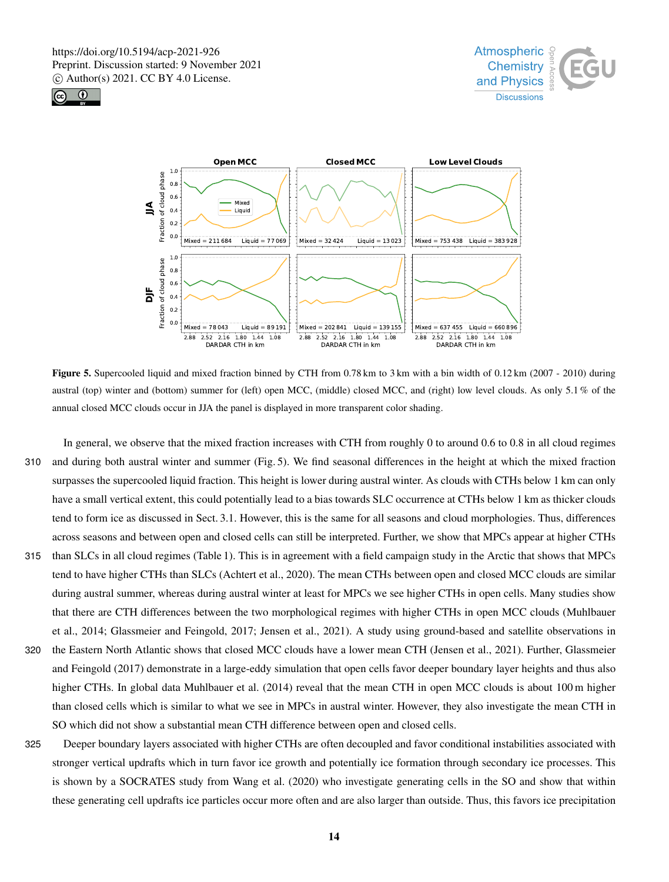**Figure 5.** Supercooled liquid and mixed fraction binned by CTH from 0.78 km to 3 km with a bin width of 0.12 km (2007 - 2010) during austral (top) winter and (bottom) summer for (left) open MCC, (middle) closed MCC, and (right) low level clouds. As only 5.1 % of the annual closed MCC clouds occur in JJA the panel is displayed in more transparent color shading.

In general, we observe that the mixed fraction increases with CTH from roughly 0 to around 0.6 to 0.8 in all cloud regimes and during both austral winter and summer (Fig. 5). We find seasonal differences in the height at which the mixed fraction surpasses the supercooled liquid fraction. This height is lower during austral winter. As clouds with CTHs below 1 km can only have a small vertical extent, this could potentially lead to a bias towards SLC occurrence at CTHs below 1 km as thicker clouds tend to form ice as discussed in Sect. 3.1. However, this is the same for all seasons and cloud morphologies. Thus, differences across seasons and between open and closed cells can still be interpreted. Further, we show that MPCs appear at higher CTHs than SLCs in all cloud regimes (Table 1). This is in agreement with a field campaign study in the Arctic that shows that MPCs tend to have higher CTHs than SLCs (Achtert et al., 2020). The mean CTHs between open and closed MCC clouds are similar during austral summer, whereas during austral winter at least for MPCs we see higher CTHs in open cells. Many studies show that there are CTH differences between the two morphological regimes with higher CTHs in open MCC clouds (Muhlbauer et al., 2014; Glassmeier and Feingold, 2017; Jensen et al., 2021). A study using ground-based and satellite observations in the Eastern North Atlantic shows that closed MCC clouds have a lower mean CTH (Jensen et al., 2021). Further, Glassmeier and Feingold (2017) demonstrate in a large-eddy simulation that open cells favor deeper boundary layer heights and thus also higher CTHs. In global data Muhlbauer et al. (2014) reveal that the mean CTH in open MCC clouds is about 100 m higher than closed cells which is similar to what we see in MPCs in austral winter. However, they also investigate the mean CTH in SO which did not show a substantial mean CTH difference between open and closed cells.

Deeper boundary layers associated with higher CTHs are often decoupled and favor conditional instabilities associated with stronger vertical updrafts which in turn favor ice growth and potentially ice formation through secondary ice processes. This is shown by a SOCRATES study from Wang et al. (2020) who investigate generating cells in the SO and show that within these generating cell updrafts ice particles occur more often and are also larger than outside. Thus, this favors ice precipitation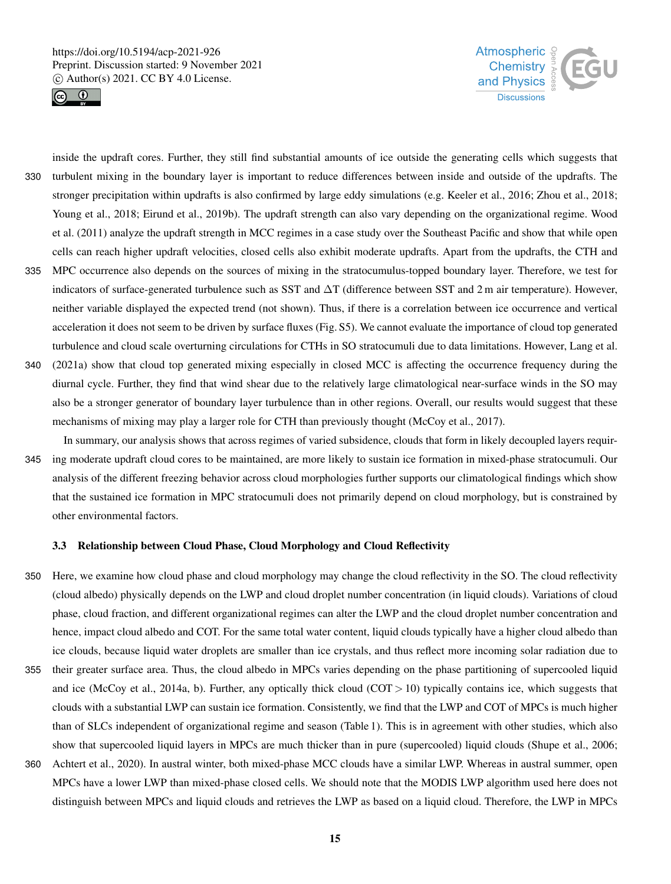inside the updraft cores. Further, they still find substantial amounts of ice outside the generating cells which suggests that turbulent mixing in the boundary layer is important to reduce differences between inside and outside of the updrafts. The stronger precipitation within updrafts is also confirmed by large eddy simulations (e.g. Keeler et al., 2016; Zhou et al., 2018; Young et al., 2018; Eirund et al., 2019b). The updraft strength can also vary depending on the organizational regime. Wood et al. (2011) analyze the updraft strength in MCC regimes in a case study over the Southeast Pacific and show that while open cells can reach higher updraft velocities, closed cells also exhibit moderate updrafts. Apart from the updrafts, the CTH and MPC occurrence also depends on the sources of mixing in the stratocumulus-topped boundary layer. Therefore, we test for indicators of surface-generated turbulence such as SST and $\Delta$T (difference between SST and 2 m air temperature). However, neither variable displayed the expected trend (not shown). Thus, if there is a correlation between ice occurrence and vertical acceleration it does not seem to be driven by surface fluxes (Fig. S5). We cannot evaluate the importance of cloud top generated turbulence and cloud scale overturning circulations for CTHs in SO stratocumuli due to data limitations. However, Lang et al. (2021a) show that cloud top generated mixing especially in closed MCC is affecting the occurrence frequency during the diurnal cycle. Further, they find that wind shear due to the relatively large climatological near-surface winds in the SO may also be a stronger generator of boundary layer turbulence than in other regions. Overall, our results would suggest that these mechanisms of mixing may play a larger role for CTH than previously thought (McCoy et al., 2017).

In summary, our analysis shows that across regimes of varied subsidence, clouds that form in likely decoupled layers requiring moderate updraft cloud cores to be maintained, are more likely to sustain ice formation in mixed-phase stratocumuli. Our analysis of the different freezing behavior across cloud morphologies further supports our climatological findings which show that the sustained ice formation in MPC stratocumuli does not primarily depend on cloud morphology, but is constrained by other environmental factors.

### 3.3 Relationship between Cloud Phase, Cloud Morphology and Cloud Reflectivity

Here, we examine how cloud phase and cloud morphology may change the cloud reflectivity in the SO. The cloud reflectivity (cloud albedo) physically depends on the LWP and cloud droplet number concentration (in liquid clouds). Variations of cloud phase, cloud fraction, and different organizational regimes can alter the LWP and the cloud droplet number concentration and hence, impact cloud albedo and COT. For the same total water content, liquid clouds typically have a higher cloud albedo than ice clouds, because liquid water droplets are smaller than ice crystals, and thus reflect more incoming solar radiation due to their greater surface area. Thus, the cloud albedo in MPCs varies depending on the phase partitioning of supercooled liquid and ice (McCoy et al., 2014a, b). Further, any optically thick cloud (COT $> 10$) typically contains ice, which suggests that clouds with a substantial LWP can sustain ice formation. Consistently, we find that the LWP and COT of MPCs is much higher than of SLCs independent of organizational regime and season (Table 1). This is in agreement with other studies, which also show that supercooled liquid layers in MPCs are much thicker than in pure (supercooled) liquid clouds (Shupe et al., 2006; Achtert et al., 2020). In austral winter, both mixed-phase MCC clouds have a similar LWP. Whereas in austral summer, open MPCs have a lower LWP than mixed-phase closed cells. We should note that the MODIS LWP algorithm used here does not distinguish between MPCs and liquid clouds and retrieves the LWP as based on a liquid cloud. Therefore, the LWP in MPCs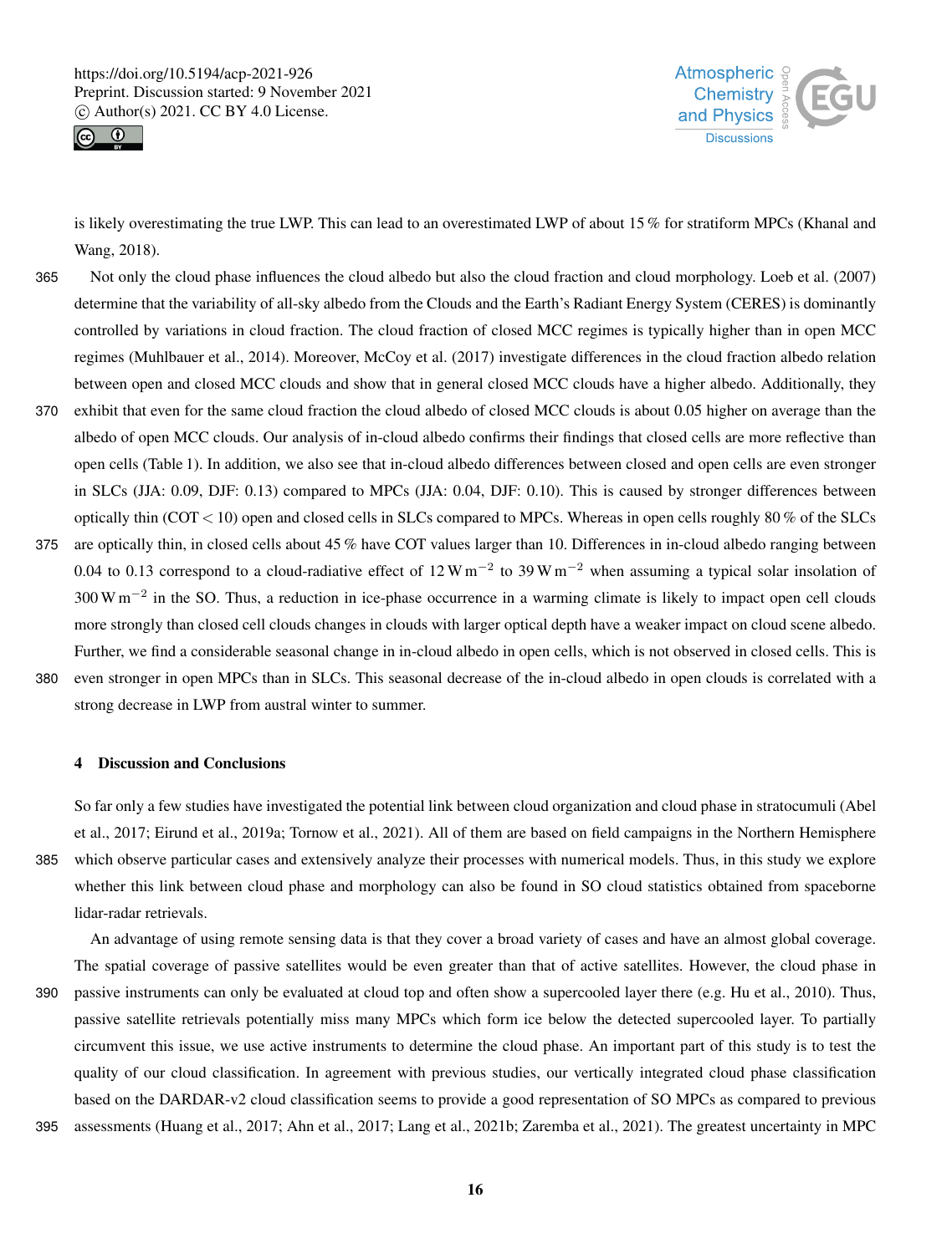is likely overestimating the true LWP. This can lead to an overestimated LWP of about 15 % for stratiform MPCs (Khanal and Wang, 2018).

Not only the cloud phase influences the cloud albedo but also the cloud fraction and cloud morphology. Loeb et al. (2007) determine that the variability of all-sky albedo from the Clouds and the Earth's Radiant Energy System (CERES) is dominantly controlled by variations in cloud fraction. The cloud fraction of closed MCC regimes is typically higher than in open MCC regimes (Muhlbauer et al., 2014). Moreover, McCoy et al. (2017) investigate differences in the cloud fraction albedo relation between open and closed MCC clouds and show that in general closed MCC clouds have a higher albedo. Additionally, they exhibit that even for the same cloud fraction the cloud albedo of closed MCC clouds is about 0.05 higher on average than the albedo of open MCC clouds. Our analysis of in-cloud albedo confirms their findings that closed cells are more reflective than open cells (Table 1). In addition, we also see that in-cloud albedo differences between closed and open cells are even stronger in SLCs (JJA: 0.09, DJF: 0.13) compared to MPCs (JJA: 0.04, DJF: 0.10). This is caused by stronger differences between optically thin (COT < 10) open and closed cells in SLCs compared to MPCs. Whereas in open cells roughly 80 % of the SLCs are optically thin, in closed cells about 45 % have COT values larger than 10. Differences in in-cloud albedo ranging between 0.04 to 0.13 correspond to a cloud-radiative effect of 12 $\mathrm{W\,m^{-2}}$ to 39 $\mathrm{W\,m^{-2}}$ when assuming a typical solar insolation of 300 $\mathrm{W\,m^{-2}}$ in the SO. Thus, a reduction in ice-phase occurrence in a warming climate is likely to impact open cell clouds more strongly than closed cell clouds changes in clouds with larger optical depth have a weaker impact on cloud scene albedo. Further, we find a considerable seasonal change in in-cloud albedo in open cells, which is not observed in closed cells. This is even stronger in open MPCs than in SLCs. This seasonal decrease of the in-cloud albedo in open clouds is correlated with a strong decrease in LWP from austral winter to summer.

## 4 Discussion and Conclusions

So far only a few studies have investigated the potential link between cloud organization and cloud phase in stratocumuli (Abel et al., 2017; Eirund et al., 2019a; Tornow et al., 2021). All of them are based on field campaigns in the Northern Hemisphere which observe particular cases and extensively analyze their processes with numerical models. Thus, in this study we explore whether this link between cloud phase and morphology can also be found in SO cloud statistics obtained from spaceborne lidar-radar retrievals.

An advantage of using remote sensing data is that they cover a broad variety of cases and have an almost global coverage. The spatial coverage of passive satellites would be even greater than that of active satellites. However, the cloud phase in passive instruments can only be evaluated at cloud top and often show a supercooled layer there (e.g. Hu et al., 2010). Thus, passive satellite retrievals potentially miss many MPCs which form ice below the detected supercooled layer. To partially circumvent this issue, we use active instruments to determine the cloud phase. An important part of this study is to test the quality of our cloud classification. In agreement with previous studies, our vertically integrated cloud phase classification based on the DARDAR-v2 cloud classification seems to provide a good representation of SO MPCs as compared to previous assessments (Huang et al., 2017; Ahn et al., 2017; Lang et al., 2021b; Zaremba et al., 2021). The greatest uncertainty in MPC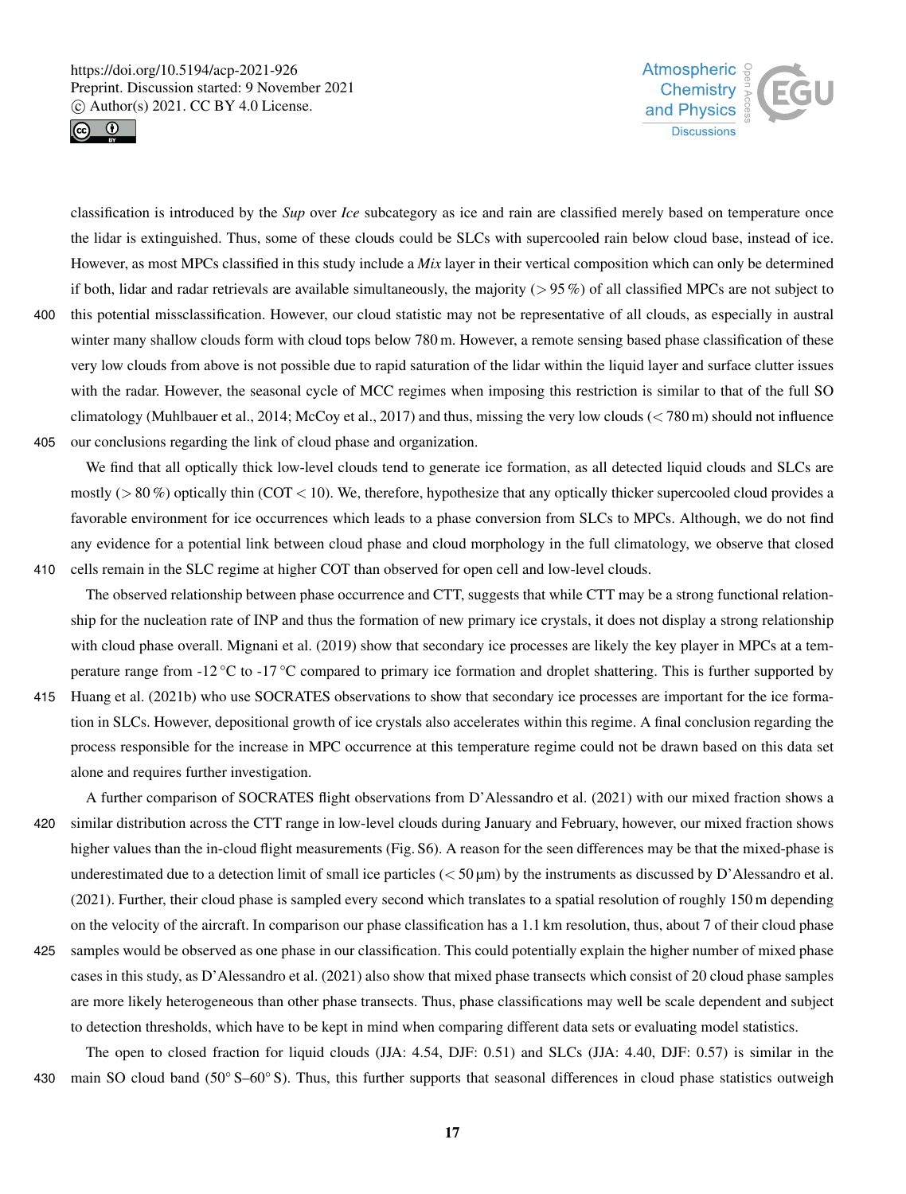classification is introduced by the *Sup* over *Ice* subcategory as ice and rain are classified merely based on temperature once the lidar is extinguished. Thus, some of these clouds could be SLCs with supercooled rain below cloud base, instead of ice. However, as most MPCs classified in this study include a *Mix* layer in their vertical composition which can only be determined if both, lidar and radar retrievals are available simultaneously, the majority (> 95 %) of all classified MPCs are not subject to this potential missclassification. However, our cloud statistic may not be representative of all clouds, as especially in austral winter many shallow clouds form with cloud tops below 780 m. However, a remote sensing based phase classification of these very low clouds from above is not possible due to rapid saturation of the lidar within the liquid layer and surface clutter issues with the radar. However, the seasonal cycle of MCC regimes when imposing this restriction is similar to that of the full SO climatology (Muhlbauer et al., 2014; McCoy et al., 2017) and thus, missing the very low clouds (< 780 m) should not influence our conclusions regarding the link of cloud phase and organization.

We find that all optically thick low-level clouds tend to generate ice formation, as all detected liquid clouds and SLCs are mostly (> 80 %) optically thin (COT < 10). We, therefore, hypothesize that any optically thicker supercooled cloud provides a favorable environment for ice occurrences which leads to a phase conversion from SLCs to MPCs. Although, we do not find any evidence for a potential link between cloud phase and cloud morphology in the full climatology, we observe that closed cells remain in the SLC regime at higher COT than observed for open cell and low-level clouds.

The observed relationship between phase occurrence and CTT, suggests that while CTT may be a strong functional relationship for the nucleation rate of INP and thus the formation of new primary ice crystals, it does not display a strong relationship with cloud phase overall. Mignani et al. (2019) show that secondary ice processes are likely the key player in MPCs at a temperature range from -12 °C to -17 °C compared to primary ice formation and droplet shattering. This is further supported by Huang et al. (2021b) who use SOCRATES observations to show that secondary ice processes are important for the ice formation in SLCs. However, depositional growth of ice crystals also accelerates within this regime. A final conclusion regarding the process responsible for the increase in MPC occurrence at this temperature regime could not be drawn based on this data set alone and requires further investigation.

A further comparison of SOCRATES flight observations from D'Alessandro et al. (2021) with our mixed fraction shows a similar distribution across the CTT range in low-level clouds during January and February, however, our mixed fraction shows higher values than the in-cloud flight measurements (Fig. S6). A reason for the seen differences may be that the mixed-phase is underestimated due to a detection limit of small ice particles (< 50 µm) by the instruments as discussed by D'Alessandro et al. (2021). Further, their cloud phase is sampled every second which translates to a spatial resolution of roughly 150 m depending on the velocity of the aircraft. In comparison our phase classification has a 1.1 km resolution, thus, about 7 of their cloud phase samples would be observed as one phase in our classification. This could potentially explain the higher number of mixed phase cases in this study, as D'Alessandro et al. (2021) also show that mixed phase transects which consist of 20 cloud phase samples are more likely heterogeneous than other phase transects. Thus, phase classifications may well be scale dependent and subject to detection thresholds, which have to be kept in mind when comparing different data sets or evaluating model statistics.

The open to closed fraction for liquid clouds (JJA: 4.54, DJF: 0.51) and SLCs (JJA: 4.40, DJF: 0.57) is similar in the main SO cloud band (50° S–60° S). Thus, this further supports that seasonal differences in cloud phase statistics outweigh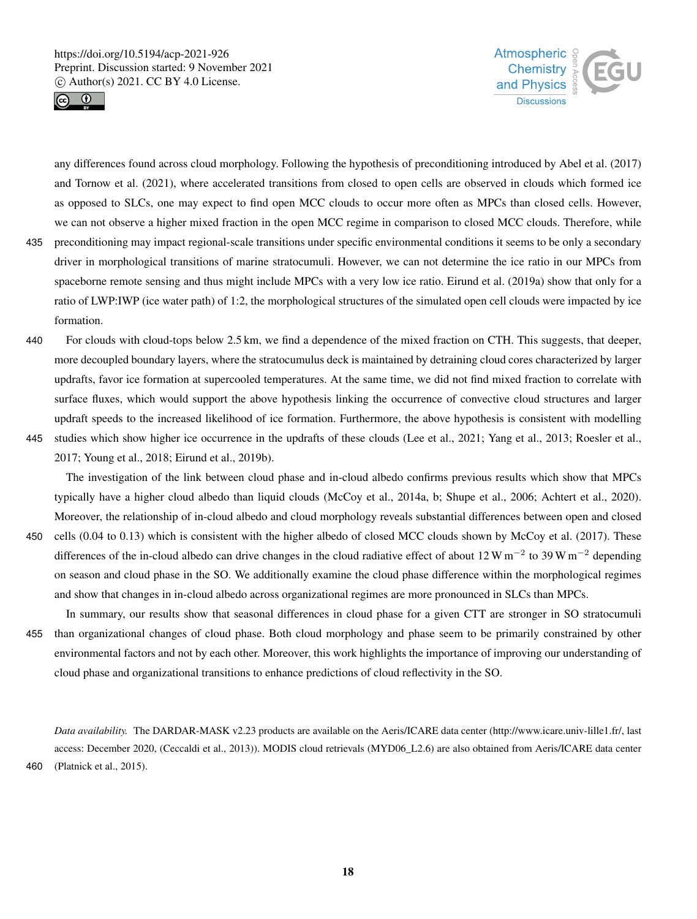any differences found across cloud morphology. Following the hypothesis of preconditioning introduced by Abel et al. (2017) and Tornow et al. (2021), where accelerated transitions from closed to open cells are observed in clouds which formed ice as opposed to SLCs, one may expect to find open MCC clouds to occur more often as MPCs than closed cells. However, we can not observe a higher mixed fraction in the open MCC regime in comparison to closed MCC clouds. Therefore, while preconditioning may impact regional-scale transitions under specific environmental conditions it seems to be only a secondary driver in morphological transitions of marine stratocumuli. However, we can not determine the ice ratio in our MPCs from spaceborne remote sensing and thus might include MPCs with a very low ice ratio. Eirund et al. (2019a) show that only for a ratio of LWP:IWP (ice water path) of 1:2, the morphological structures of the simulated open cell clouds were impacted by ice formation.

For clouds with cloud-tops below 2.5 km, we find a dependence of the mixed fraction on CTH. This suggests, that deeper, more decoupled boundary layers, where the stratocumulus deck is maintained by detraining cloud cores characterized by larger updrafts, favor ice formation at supercooled temperatures. At the same time, we did not find mixed fraction to correlate with surface fluxes, which would support the above hypothesis linking the occurrence of convective cloud structures and larger updraft speeds to the increased likelihood of ice formation. Furthermore, the above hypothesis is consistent with modelling studies which show higher ice occurrence in the updrafts of these clouds (Lee et al., 2021; Yang et al., 2013; Roesler et al., 2017; Young et al., 2018; Eirund et al., 2019b).

The investigation of the link between cloud phase and in-cloud albedo confirms previous results which show that MPCs typically have a higher cloud albedo than liquid clouds (McCoy et al., 2014a, b; Shupe et al., 2006; Achtert et al., 2020). Moreover, the relationship of in-cloud albedo and cloud morphology reveals substantial differences between open and closed cells (0.04 to 0.13) which is consistent with the higher albedo of closed MCC clouds shown by McCoy et al. (2017). These differences of the in-cloud albedo can drive changes in the cloud radiative effect of about 12 W m$^{-2}$ to 39 W m$^{-2}$ depending on season and cloud phase in the SO. We additionally examine the cloud phase difference within the morphological regimes and show that changes in in-cloud albedo across organizational regimes are more pronounced in SLCs than MPCs.

In summary, our results show that seasonal differences in cloud phase for a given CTT are stronger in SO stratocumuli than organizational changes of cloud phase. Both cloud morphology and phase seem to be primarily constrained by other environmental factors and not by each other. Moreover, this work highlights the importance of improving our understanding of cloud phase and organizational transitions to enhance predictions of cloud reflectivity in the SO.

*Data availability.* The DARDAR-MASK v2.23 products are available on the Aeris/ICARE data center (http://www.icare.univ-lille1.fr/, last access: December 2020, (Ceccaldi et al., 2013)). MODIS cloud retrievals (MYD06_L2.6) are also obtained from Aeris/ICARE data center (Platnick et al., 2015).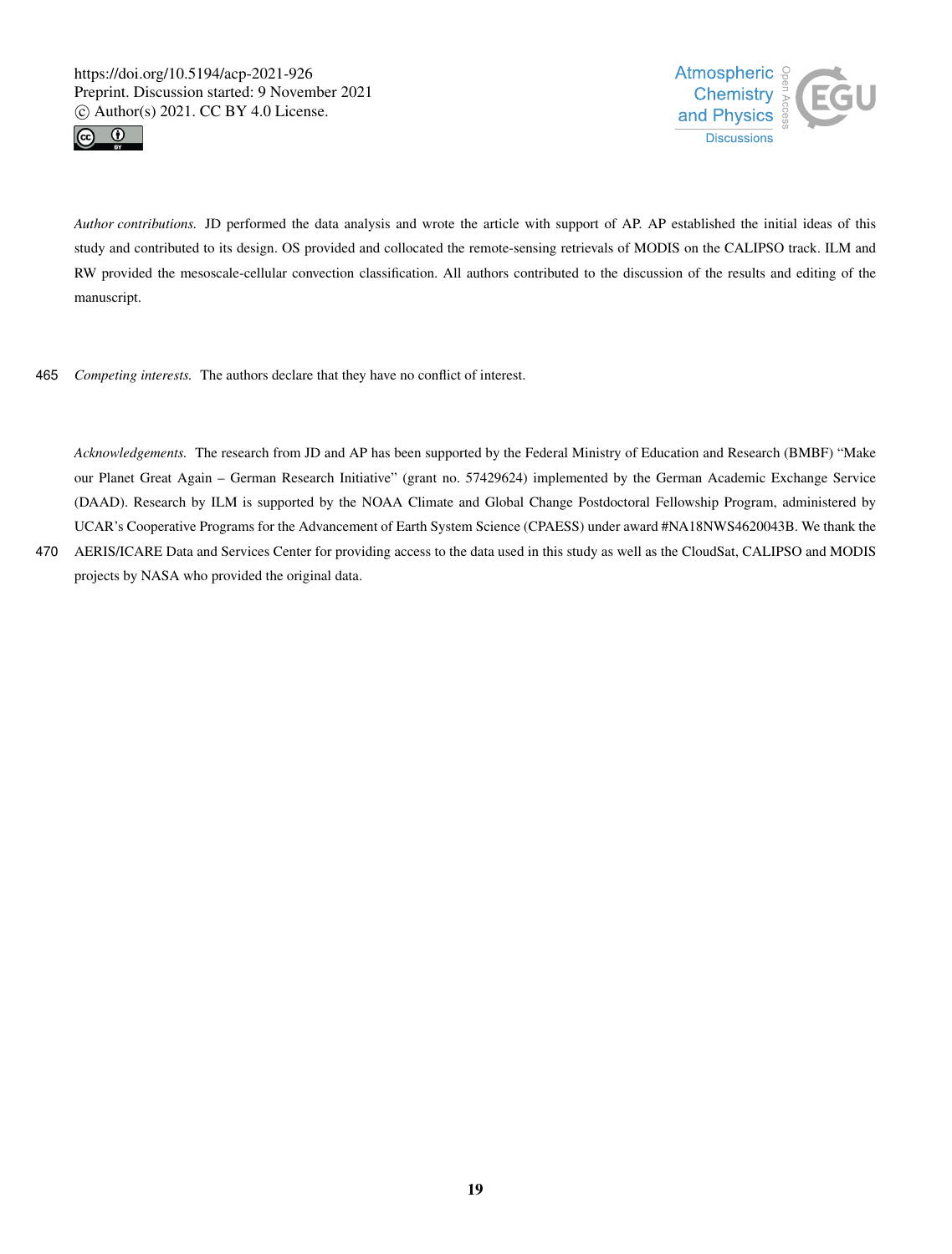*Author contributions.* JD performed the data analysis and wrote the article with support of AP. AP established the initial ideas of this study and contributed to its design. OS provided and collocated the remote-sensing retrievals of MODIS on the CALIPSO track. ILM and RW provided the mesoscale-cellular convection classification. All authors contributed to the discussion of the results and editing of the manuscript.

*Competing interests.* The authors declare that they have no conflict of interest.

*Acknowledgements.* The research from JD and AP has been supported by the Federal Ministry of Education and Research (BMBF) "Make our Planet Great Again – German Research Initiative" (grant no. 57429624) implemented by the German Academic Exchange Service (DAAD). Research by ILM is supported by the NOAA Climate and Global Change Postdoctoral Fellowship Program, administered by UCAR's Cooperative Programs for the Advancement of Earth System Science (CPAESS) under award #NA18NWS4620043B. We thank the AERIS/ICARE Data and Services Center for providing access to the data used in this study as well as the CloudSat, CALIPSO and MODIS projects by NASA who provided the original data.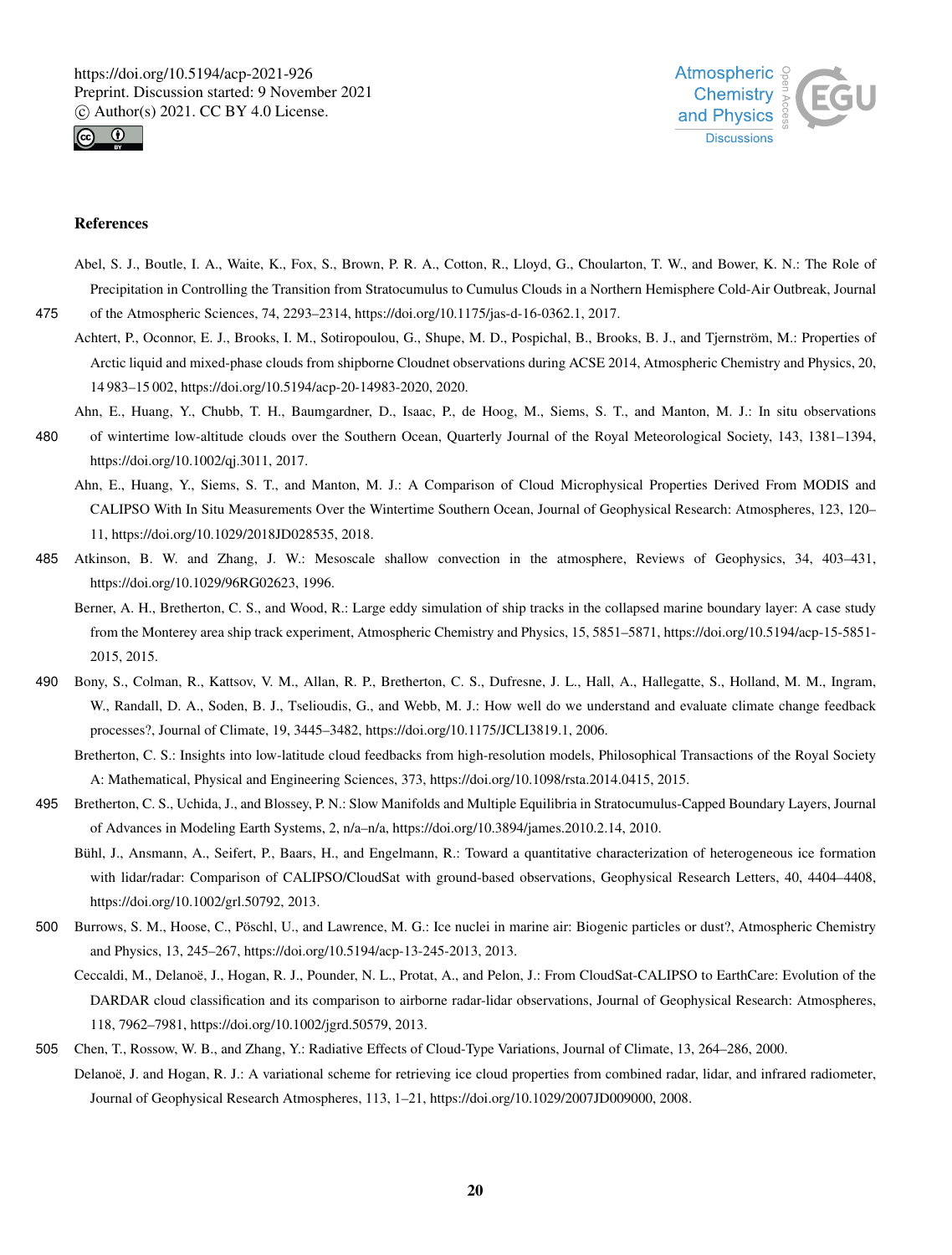## References

Abel, S. J., Boutle, I. A., Waite, K., Fox, S., Brown, P. R. A., Cotton, R., Lloyd, G., Choularton, T. W., and Bower, K. N.: The Role of Precipitation in Controlling the Transition from Stratocumulus to Cumulus Clouds in a Northern Hemisphere Cold-Air Outbreak, Journal of the Atmospheric Sciences, 74, 2293–2314, https://doi.org/10.1175/jas-d-16-0362.1, 2017.

Achtert, P., Oconnor, E. J., Brooks, I. M., Sotiropoulou, G., Shupe, M. D., Pospichal, B., Brooks, B. J., and Tjernström, M.: Properties of Arctic liquid and mixed-phase clouds from shipborne Cloudnet observations during ACSE 2014, Atmospheric Chemistry and Physics, 20, 14 983–15 002, https://doi.org/10.5194/acp-20-14983-2020, 2020.

Ahn, E., Huang, Y., Chubb, T. H., Baumgardner, D., Isaac, P., de Hoog, M., Siems, S. T., and Manton, M. J.: In situ observations of wintertime low-altitude clouds over the Southern Ocean, Quarterly Journal of the Royal Meteorological Society, 143, 1381–1394, https://doi.org/10.1002/qj.3011, 2017.

Ahn, E., Huang, Y., Siems, S. T., and Manton, M. J.: A Comparison of Cloud Microphysical Properties Derived From MODIS and CALIPSO With In Situ Measurements Over the Wintertime Southern Ocean, Journal of Geophysical Research: Atmospheres, 123, 120–11, https://doi.org/10.1029/2018JD028535, 2018.

Atkinson, B. W. and Zhang, J. W.: Mesoscale shallow convection in the atmosphere, Reviews of Geophysics, 34, 403–431, https://doi.org/10.1029/96RG02623, 1996.

Berner, A. H., Bretherton, C. S., and Wood, R.: Large eddy simulation of ship tracks in the collapsed marine boundary layer: A case study from the Monterey area ship track experiment, Atmospheric Chemistry and Physics, 15, 5851–5871, https://doi.org/10.5194/acp-15-5851-2015, 2015.

Bony, S., Colman, R., Kattsov, V. M., Allan, R. P., Bretherton, C. S., Dufresne, J. L., Hall, A., Hallegatte, S., Holland, M. M., Ingram, W., Randall, D. A., Soden, B. J., Tselioudis, G., and Webb, M. J.: How well do we understand and evaluate climate change feedback processes?, Journal of Climate, 19, 3445–3482, https://doi.org/10.1175/JCLI3819.1, 2006.

Bretherton, C. S.: Insights into low-latitude cloud feedbacks from high-resolution models, Philosophical Transactions of the Royal Society A: Mathematical, Physical and Engineering Sciences, 373, https://doi.org/10.1098/rsta.2014.0415, 2015.

Bretherton, C. S., Uchida, J., and Blossey, P. N.: Slow Manifolds and Multiple Equilibria in Stratocumulus-Capped Boundary Layers, Journal of Advances in Modeling Earth Systems, 2, n/a–n/a, https://doi.org/10.3894/james.2010.2.14, 2010.

Bühl, J., Ansmann, A., Seifert, P., Baars, H., and Engelmann, R.: Toward a quantitative characterization of heterogeneous ice formation with lidar/radar: Comparison of CALIPSO/CloudSat with ground-based observations, Geophysical Research Letters, 40, 4404–4408, https://doi.org/10.1002/grl.50792, 2013.

Burrows, S. M., Hoose, C., Pöschl, U., and Lawrence, M. G.: Ice nuclei in marine air: Biogenic particles or dust?, Atmospheric Chemistry and Physics, 13, 245–267, https://doi.org/10.5194/acp-13-245-2013, 2013.

Ceccaldi, M., Delanoë, J., Hogan, R. J., Pounder, N. L., Protat, A., and Pelon, J.: From CloudSat-CALIPSO to EarthCare: Evolution of the DARDAR cloud classification and its comparison to airborne radar-lidar observations, Journal of Geophysical Research: Atmospheres, 118, 7962–7981, https://doi.org/10.1002/jgrd.50579, 2013.

Chen, T., Rossow, W. B., and Zhang, Y.: Radiative Effects of Cloud-Type Variations, Journal of Climate, 13, 264–286, 2000.

Delanoë, J. and Hogan, R. J.: A variational scheme for retrieving ice cloud properties from combined radar, lidar, and infrared radiometer, Journal of Geophysical Research Atmospheres, 113, 1–21, https://doi.org/10.1029/2007JD009000, 2008.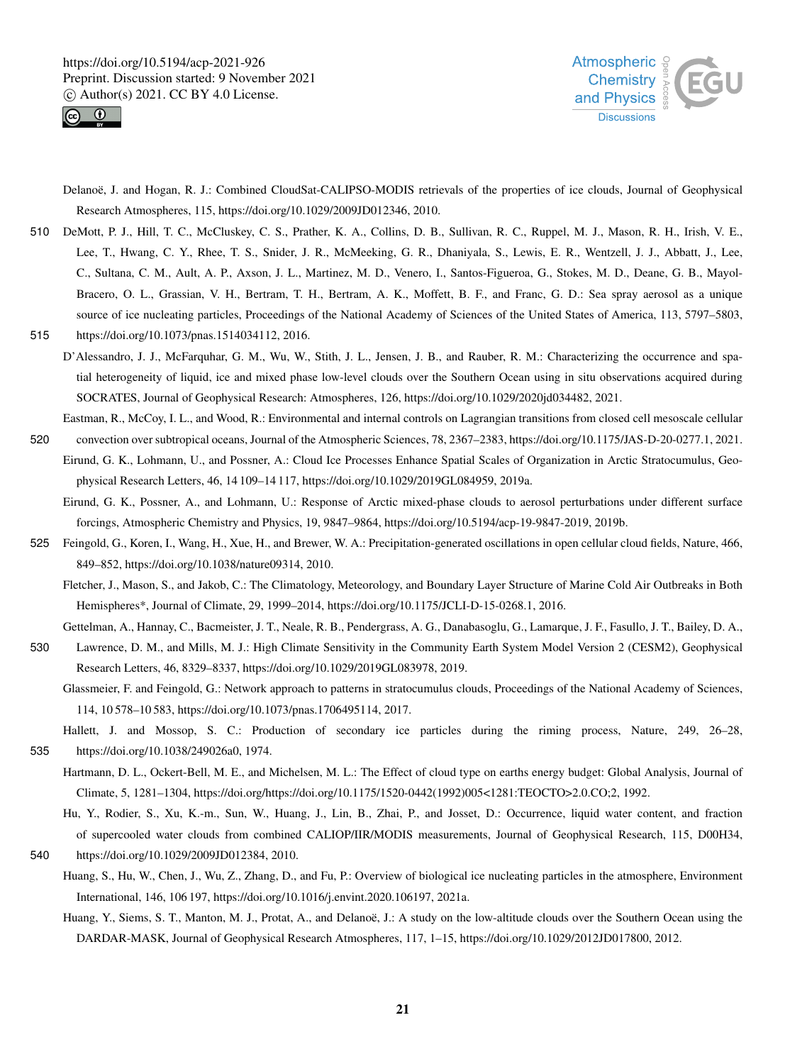Delanoë, J. and Hogan, R. J.: Combined CloudSat-CALIPSO-MODIS retrievals of the properties of ice clouds, Journal of Geophysical Research Atmospheres, 115, https://doi.org/10.1029/2009JD012346, 2010.

DeMott, P. J., Hill, T. C., McCluskey, C. S., Prather, K. A., Collins, D. B., Sullivan, R. C., Ruppel, M. J., Mason, R. H., Irish, V. E., Lee, T., Hwang, C. Y., Rhee, T. S., Snider, J. R., McMeeking, G. R., Dhaniyala, S., Lewis, E. R., Wentzell, J. J., Abbatt, J., Lee, C., Sultana, C. M., Ault, A. P., Axson, J. L., Martinez, M. D., Venero, I., Santos-Figueroa, G., Stokes, M. D., Deane, G. B., Mayol-Bracero, O. L., Grassian, V. H., Bertram, T. H., Bertram, A. K., Moffett, B. F., and Franc, G. D.: Sea spray aerosol as a unique source of ice nucleating particles, Proceedings of the National Academy of Sciences of the United States of America, 113, 5797–5803, https://doi.org/10.1073/pnas.1514034112, 2016.

D'Alessandro, J. J., McFarquhar, G. M., Wu, W., Stith, J. L., Jensen, J. B., and Rauber, R. M.: Characterizing the occurrence and spatial heterogeneity of liquid, ice and mixed phase low-level clouds over the Southern Ocean using in situ observations acquired during SOCRATES, Journal of Geophysical Research: Atmospheres, 126, https://doi.org/10.1029/2020jd034482, 2021.

Eastman, R., McCoy, I. L., and Wood, R.: Environmental and internal controls on Lagrangian transitions from closed cell mesoscale cellular convection over subtropical oceans, Journal of the Atmospheric Sciences, 78, 2367–2383, https://doi.org/10.1175/JAS-D-20-0277.1, 2021.

Eirund, G. K., Lohmann, U., and Possner, A.: Cloud Ice Processes Enhance Spatial Scales of Organization in Arctic Stratocumulus, Geophysical Research Letters, 46, 14 109–14 117, https://doi.org/10.1029/2019GL084959, 2019a.

Eirund, G. K., Possner, A., and Lohmann, U.: Response of Arctic mixed-phase clouds to aerosol perturbations under different surface forcings, Atmospheric Chemistry and Physics, 19, 9847–9864, https://doi.org/10.5194/acp-19-9847-2019, 2019b.

Feingold, G., Koren, I., Wang, H., Xue, H., and Brewer, W. A.: Precipitation-generated oscillations in open cellular cloud fields, Nature, 466, 849–852, https://doi.org/10.1038/nature09314, 2010.

Fletcher, J., Mason, S., and Jakob, C.: The Climatology, Meteorology, and Boundary Layer Structure of Marine Cold Air Outbreaks in Both Hemispheres*, Journal of Climate, 29, 1999–2014, https://doi.org/10.1175/JCLI-D-15-0268.1, 2016.

Gettelman, A., Hannay, C., Bacmeister, J. T., Neale, R. B., Pendergrass, A. G., Danabasoglu, G., Lamarque, J. F., Fasullo, J. T., Bailey, D. A., Lawrence, D. M., and Mills, M. J.: High Climate Sensitivity in the Community Earth System Model Version 2 (CESM2), Geophysical Research Letters, 46, 8329–8337, https://doi.org/10.1029/2019GL083978, 2019.

Glassmeier, F. and Feingold, G.: Network approach to patterns in stratocumulus clouds, Proceedings of the National Academy of Sciences, 114, 10 578–10 583, https://doi.org/10.1073/pnas.1706495114, 2017.

Hallett, J. and Mossop, S. C.: Production of secondary ice particles during the riming process, Nature, 249, 26–28, https://doi.org/10.1038/249026a0, 1974.

Hartmann, D. L., Ockert-Bell, M. E., and Michelsen, M. L.: The Effect of cloud type on earths energy budget: Global Analysis, Journal of Climate, 5, 1281–1304, https://doi.org/https://doi.org/10.1175/1520-0442(1992)005<1281:TEOCTO>2.0.CO;2, 1992.

Hu, Y., Rodier, S., Xu, K.-m., Sun, W., Huang, J., Lin, B., Zhai, P., and Josset, D.: Occurrence, liquid water content, and fraction of supercooled water clouds from combined CALIOP/IIR/MODIS measurements, Journal of Geophysical Research, 115, D00H34, https://doi.org/10.1029/2009JD012384, 2010.

Huang, S., Hu, W., Chen, J., Wu, Z., Zhang, D., and Fu, P.: Overview of biological ice nucleating particles in the atmosphere, Environment International, 146, 106 197, https://doi.org/10.1016/j.envint.2020.106197, 2021a.

Huang, Y., Siems, S. T., Manton, M. J., Protat, A., and Delanoë, J.: A study on the low-altitude clouds over the Southern Ocean using the DARDAR-MASK, Journal of Geophysical Research Atmospheres, 117, 1–15, https://doi.org/10.1029/2012JD017800, 2012.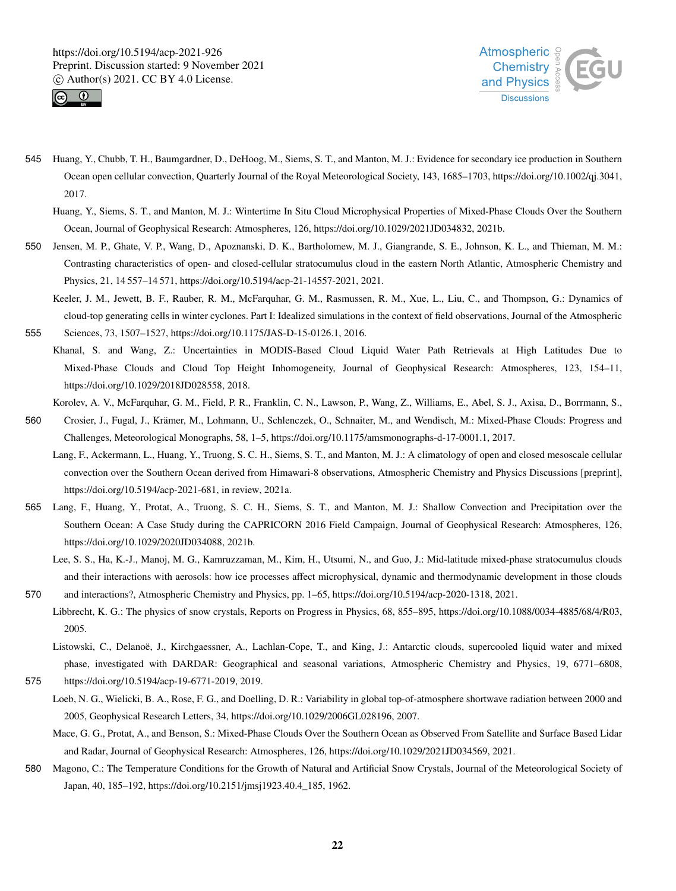Huang, Y., Chubb, T. H., Baumgardner, D., DeHoog, M., Siems, S. T., and Manton, M. J.: Evidence for secondary ice production in Southern Ocean open cellular convection, Quarterly Journal of the Royal Meteorological Society, 143, 1685–1703, https://doi.org/10.1002/qj.3041, 2017.

Huang, Y., Siems, S. T., and Manton, M. J.: Wintertime In Situ Cloud Microphysical Properties of Mixed-Phase Clouds Over the Southern Ocean, Journal of Geophysical Research: Atmospheres, 126, https://doi.org/10.1029/2021JD034832, 2021b.

Jensen, M. P., Ghate, V. P., Wang, D., Apoznanski, D. K., Bartholomew, M. J., Giangrande, S. E., Johnson, K. L., and Thieman, M. M.: Contrasting characteristics of open- and closed-cellular stratocumulus cloud in the eastern North Atlantic, Atmospheric Chemistry and Physics, 21, 14 557–14 571, https://doi.org/10.5194/acp-21-14557-2021, 2021.

Keeler, J. M., Jewett, B. F., Rauber, R. M., McFarquhar, G. M., Rasmussen, R. M., Xue, L., Liu, C., and Thompson, G.: Dynamics of cloud-top generating cells in winter cyclones. Part I: Idealized simulations in the context of field observations, Journal of the Atmospheric Sciences, 73, 1507–1527, https://doi.org/10.1175/JAS-D-15-0126.1, 2016.

Khanal, S. and Wang, Z.: Uncertainties in MODIS-Based Cloud Liquid Water Path Retrievals at High Latitudes Due to Mixed-Phase Clouds and Cloud Top Height Inhomogeneity, Journal of Geophysical Research: Atmospheres, 123, 154–11, https://doi.org/10.1029/2018JD028558, 2018.

Korolev, A. V., McFarquhar, G. M., Field, P. R., Franklin, C. N., Lawson, P., Wang, Z., Williams, E., Abel, S. J., Axisa, D., Borrmann, S., Crosier, J., Fugal, J., Krämer, M., Lohmann, U., Schlenczek, O., Schnaiter, M., and Wendisch, M.: Mixed-Phase Clouds: Progress and Challenges, Meteorological Monographs, 58, 1–5, https://doi.org/10.1175/amsmonographs-d-17-0001.1, 2017.

Lang, F., Ackermann, L., Huang, Y., Truong, S. C. H., Siems, S. T., and Manton, M. J.: A climatology of open and closed mesoscale cellular convection over the Southern Ocean derived from Himawari-8 observations, Atmospheric Chemistry and Physics Discussions [preprint], https://doi.org/10.5194/acp-2021-681, in review, 2021a.

Lang, F., Huang, Y., Protat, A., Truong, S. C. H., Siems, S. T., and Manton, M. J.: Shallow Convection and Precipitation over the Southern Ocean: A Case Study during the CAPRICORN 2016 Field Campaign, Journal of Geophysical Research: Atmospheres, 126, https://doi.org/10.1029/2020JD034088, 2021b.

Lee, S. S., Ha, K.-J., Manoj, M. G., Kamruzzaman, M., Kim, H., Utsumi, N., and Guo, J.: Mid-latitude mixed-phase stratocumulus clouds and their interactions with aerosols: how ice processes affect microphysical, dynamic and thermodynamic development in those clouds and interactions?, Atmospheric Chemistry and Physics, pp. 1–65, https://doi.org/10.5194/acp-2020-1318, 2021.

Libbrecht, K. G.: The physics of snow crystals, Reports on Progress in Physics, 68, 855–895, https://doi.org/10.1088/0034-4885/68/4/R03, 2005.

Listowski, C., Delanoë, J., Kirchgaessner, A., Lachlan-Cope, T., and King, J.: Antarctic clouds, supercooled liquid water and mixed phase, investigated with DARDAR: Geographical and seasonal variations, Atmospheric Chemistry and Physics, 19, 6771–6808, https://doi.org/10.5194/acp-19-6771-2019, 2019.

Loeb, N. G., Wielicki, B. A., Rose, F. G., and Doelling, D. R.: Variability in global top-of-atmosphere shortwave radiation between 2000 and 2005, Geophysical Research Letters, 34, https://doi.org/10.1029/2006GL028196, 2007.

Mace, G. G., Protat, A., and Benson, S.: Mixed-Phase Clouds Over the Southern Ocean as Observed From Satellite and Surface Based Lidar and Radar, Journal of Geophysical Research: Atmospheres, 126, https://doi.org/10.1029/2021JD034569, 2021.

Magono, C.: The Temperature Conditions for the Growth of Natural and Artificial Snow Crystals, Journal of the Meteorological Society of Japan, 40, 185–192, https://doi.org/10.2151/jmsj1923.40.4_185, 1962.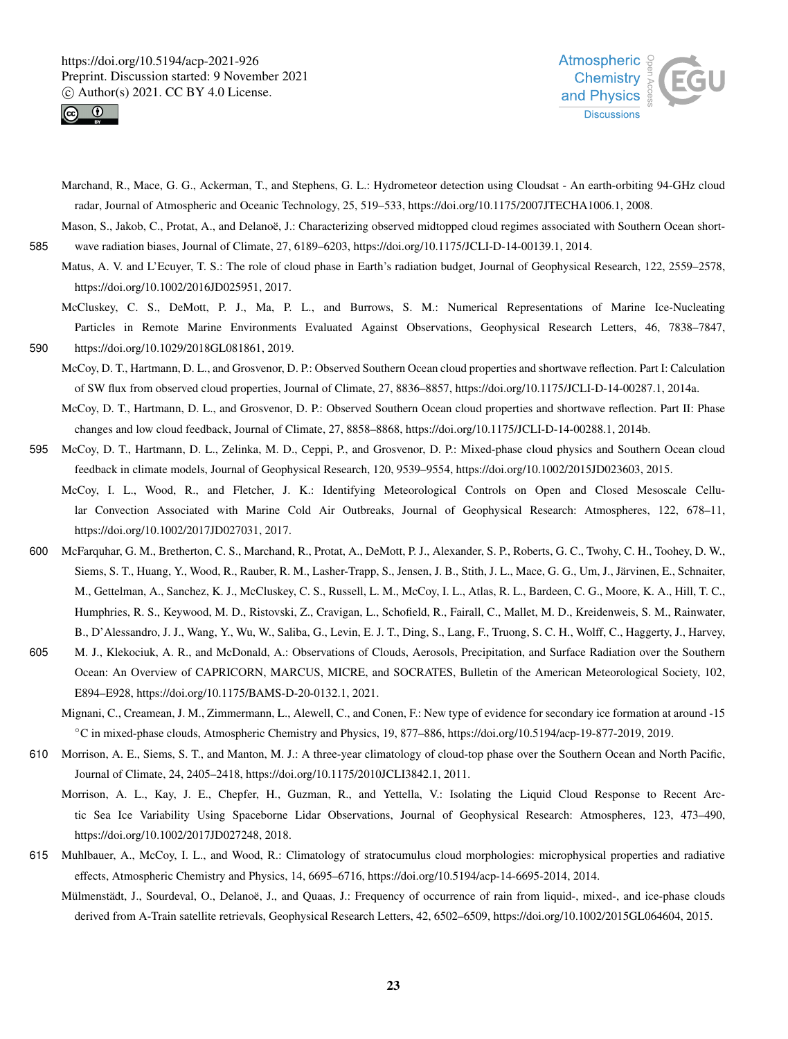Marchand, R., Mace, G. G., Ackerman, T., and Stephens, G. L.: Hydrometeor detection using Cloudsat - An earth-orbiting 94-GHz cloud radar, Journal of Atmospheric and Oceanic Technology, 25, 519–533, https://doi.org/10.1175/2007JTECHA1006.1, 2008.

Mason, S., Jakob, C., Protat, A., and Delanoë, J.: Characterizing observed midtopped cloud regimes associated with Southern Ocean shortwave radiation biases, Journal of Climate, 27, 6189–6203, https://doi.org/10.1175/JCLI-D-14-00139.1, 2014.

Matus, A. V. and L'Ecuyer, T. S.: The role of cloud phase in Earth's radiation budget, Journal of Geophysical Research, 122, 2559–2578, https://doi.org/10.1002/2016JD025951, 2017.

McCluskey, C. S., DeMott, P. J., Ma, P. L., and Burrows, S. M.: Numerical Representations of Marine Ice-Nucleating Particles in Remote Marine Environments Evaluated Against Observations, Geophysical Research Letters, 46, 7838–7847, https://doi.org/10.1029/2018GL081861, 2019.

McCoy, D. T., Hartmann, D. L., and Grosvenor, D. P.: Observed Southern Ocean cloud properties and shortwave reflection. Part I: Calculation of SW flux from observed cloud properties, Journal of Climate, 27, 8836–8857, https://doi.org/10.1175/JCLI-D-14-00287.1, 2014a.

McCoy, D. T., Hartmann, D. L., and Grosvenor, D. P.: Observed Southern Ocean cloud properties and shortwave reflection. Part II: Phase changes and low cloud feedback, Journal of Climate, 27, 8858–8868, https://doi.org/10.1175/JCLI-D-14-00288.1, 2014b.

McCoy, D. T., Hartmann, D. L., Zelinka, M. D., Ceppi, P., and Grosvenor, D. P.: Mixed-phase cloud physics and Southern Ocean cloud feedback in climate models, Journal of Geophysical Research, 120, 9539–9554, https://doi.org/10.1002/2015JD023603, 2015.

McCoy, I. L., Wood, R., and Fletcher, J. K.: Identifying Meteorological Controls on Open and Closed Mesoscale Cellular Convection Associated with Marine Cold Air Outbreaks, Journal of Geophysical Research: Atmospheres, 122, 678–11, https://doi.org/10.1002/2017JD027031, 2017.

McFarquhar, G. M., Bretherton, C. S., Marchand, R., Protat, A., DeMott, P. J., Alexander, S. P., Roberts, G. C., Twohy, C. H., Toohey, D. W., Siems, S. T., Huang, Y., Wood, R., Rauber, R. M., Lasher-Trapp, S., Jensen, J. B., Stith, J. L., Mace, G. G., Um, J., Järvinen, E., Schnaiter, M., Gettelman, A., Sanchez, K. J., McCluskey, C. S., Russell, L. M., McCoy, I. L., Atlas, R. L., Bardeen, C. G., Moore, K. A., Hill, T. C., Humphries, R. S., Keywood, M. D., Ristovski, Z., Cravigan, L., Schofield, R., Fairall, C., Mallet, M. D., Kreidenweis, S. M., Rainwater, B., D'Alessandro, J. J., Wang, Y., Wu, W., Saliba, G., Levin, E. J. T., Ding, S., Lang, F., Truong, S. C. H., Wolff, C., Haggerty, J., Harvey, M. J., Klekociuk, A. R., and McDonald, A.: Observations of Clouds, Aerosols, Precipitation, and Surface Radiation over the Southern Ocean: An Overview of CAPRICORN, MARCUS, MICRE, and SOCRATES, Bulletin of the American Meteorological Society, 102, E894–E928, https://doi.org/10.1175/BAMS-D-20-0132.1, 2021.

Mignani, C., Creamean, J. M., Zimmermann, L., Alewell, C., and Conen, F.: New type of evidence for secondary ice formation at around -15 °C in mixed-phase clouds, Atmospheric Chemistry and Physics, 19, 877–886, https://doi.org/10.5194/acp-19-877-2019, 2019.

Morrison, A. E., Siems, S. T., and Manton, M. J.: A three-year climatology of cloud-top phase over the Southern Ocean and North Pacific, Journal of Climate, 24, 2405–2418, https://doi.org/10.1175/2010JCLI3842.1, 2011.

Morrison, A. L., Kay, J. E., Chepfer, H., Guzman, R., and Yettella, V.: Isolating the Liquid Cloud Response to Recent Arctic Sea Ice Variability Using Spaceborne Lidar Observations, Journal of Geophysical Research: Atmospheres, 123, 473–490, https://doi.org/10.1002/2017JD027248, 2018.

Muhlbauer, A., McCoy, I. L., and Wood, R.: Climatology of stratocumulus cloud morphologies: microphysical properties and radiative effects, Atmospheric Chemistry and Physics, 14, 6695–6716, https://doi.org/10.5194/acp-14-6695-2014, 2014.

Mülmenstädt, J., Sourdeval, O., Delanoë, J., and Quaas, J.: Frequency of occurrence of rain from liquid-, mixed-, and ice-phase clouds derived from A-Train satellite retrievals, Geophysical Research Letters, 42, 6502–6509, https://doi.org/10.1002/2015GL064604, 2015.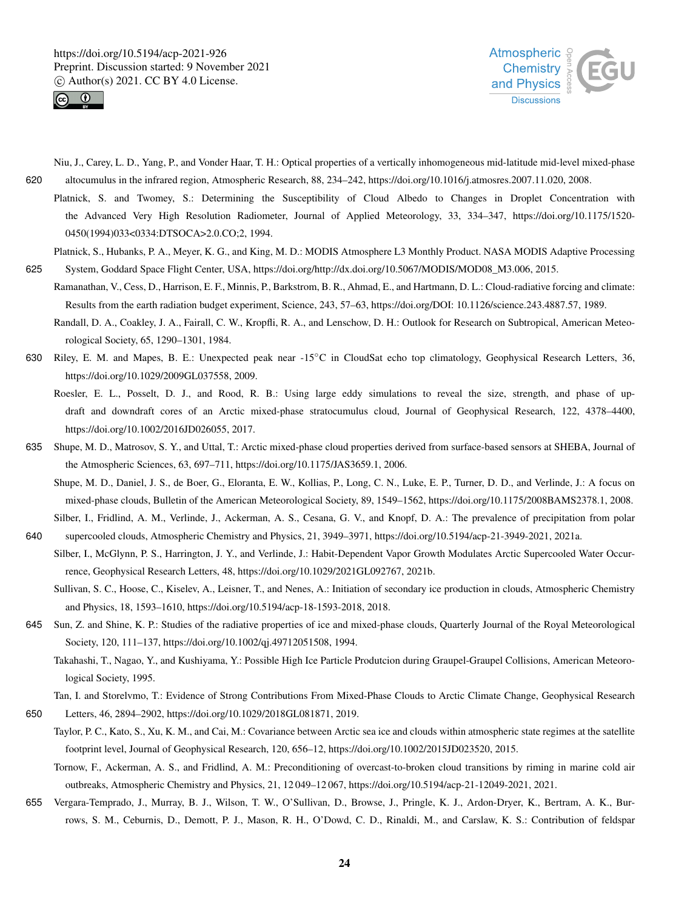Niu, J., Carey, L. D., Yang, P., and Vonder Haar, T. H.: Optical properties of a vertically inhomogeneous mid-latitude mid-level mixed-phase altocumulus in the infrared region, Atmospheric Research, 88, 234–242, https://doi.org/10.1016/j.atmosres.2007.11.020, 2008.

Platnick, S. and Twomey, S.: Determining the Susceptibility of Cloud Albedo to Changes in Droplet Concentration with the Advanced Very High Resolution Radiometer, Journal of Applied Meteorology, 33, 334–347, https://doi.org/10.1175/1520-0450(1994)033<0334:DTSOCA>2.0.CO;2, 1994.

Platnick, S., Hubanks, P. A., Meyer, K. G., and King, M. D.: MODIS Atmosphere L3 Monthly Product. NASA MODIS Adaptive Processing System, Goddard Space Flight Center, USA, https://doi.org/http://dx.doi.org/10.5067/MODIS/MOD08_M3.006, 2015.

Ramanathan, V., Cess, D., Harrison, E. F., Minnis, P., Barkstrom, B. R., Ahmad, E., and Hartmann, D. L.: Cloud-radiative forcing and climate: Results from the earth radiation budget experiment, Science, 243, 57–63, https://doi.org/DOI: 10.1126/science.243.4887.57, 1989.

Randall, D. A., Coakley, J. A., Fairall, C. W., Kropfli, R. A., and Lenschow, D. H.: Outlook for Research on Subtropical, American Meteorological Society, 65, 1290–1301, 1984.

Riley, E. M. and Mapes, B. E.: Unexpected peak near -15°C in CloudSat echo top climatology, Geophysical Research Letters, 36, https://doi.org/10.1029/2009GL037558, 2009.

Roesler, E. L., Posselt, D. J., and Rood, R. B.: Using large eddy simulations to reveal the size, strength, and phase of updraft and downdraft cores of an Arctic mixed-phase stratocumulus cloud, Journal of Geophysical Research, 122, 4378–4400, https://doi.org/10.1002/2016JD026055, 2017.

Shupe, M. D., Matrosov, S. Y., and Uttal, T.: Arctic mixed-phase cloud properties derived from surface-based sensors at SHEBA, Journal of the Atmospheric Sciences, 63, 697–711, https://doi.org/10.1175/JAS3659.1, 2006.

Shupe, M. D., Daniel, J. S., de Boer, G., Eloranta, E. W., Kollias, P., Long, C. N., Luke, E. P., Turner, D. D., and Verlinde, J.: A focus on mixed-phase clouds, Bulletin of the American Meteorological Society, 89, 1549–1562, https://doi.org/10.1175/2008BAMS2378.1, 2008.

Silber, I., Fridlind, A. M., Verlinde, J., Ackerman, A. S., Cesana, G. V., and Knopf, D. A.: The prevalence of precipitation from polar supercooled clouds, Atmospheric Chemistry and Physics, 21, 3949–3971, https://doi.org/10.5194/acp-21-3949-2021, 2021a.

Silber, I., McGlynn, P. S., Harrington, J. Y., and Verlinde, J.: Habit-Dependent Vapor Growth Modulates Arctic Supercooled Water Occurrence, Geophysical Research Letters, 48, https://doi.org/10.1029/2021GL092767, 2021b.

Sullivan, S. C., Hoose, C., Kiselev, A., Leisner, T., and Nenes, A.: Initiation of secondary ice production in clouds, Atmospheric Chemistry and Physics, 18, 1593–1610, https://doi.org/10.5194/acp-18-1593-2018, 2018.

Sun, Z. and Shine, K. P.: Studies of the radiative properties of ice and mixed-phase clouds, Quarterly Journal of the Royal Meteorological Society, 120, 111–137, https://doi.org/10.1002/qj.49712051508, 1994.

Takahashi, T., Nagao, Y., and Kushiyama, Y.: Possible High Ice Particle Produtcion during Graupel-Graupel Collisions, American Meteorological Society, 1995.

Tan, I. and Storelvmo, T.: Evidence of Strong Contributions From Mixed-Phase Clouds to Arctic Climate Change, Geophysical Research Letters, 46, 2894–2902, https://doi.org/10.1029/2018GL081871, 2019.

Taylor, P. C., Kato, S., Xu, K. M., and Cai, M.: Covariance between Arctic sea ice and clouds within atmospheric state regimes at the satellite footprint level, Journal of Geophysical Research, 120, 656–12, https://doi.org/10.1002/2015JD023520, 2015.

Tornow, F., Ackerman, A. S., and Fridlind, A. M.: Preconditioning of overcast-to-broken cloud transitions by riming in marine cold air outbreaks, Atmospheric Chemistry and Physics, 21, 12 049–12 067, https://doi.org/10.5194/acp-21-12049-2021, 2021.

Vergara-Temprado, J., Murray, B. J., Wilson, T. W., O'Sullivan, D., Browse, J., Pringle, K. J., Ardon-Dryer, K., Bertram, A. K., Burrows, S. M., Ceburnis, D., Demott, P. J., Mason, R. H., O'Dowd, C. D., Rinaldi, M., and Carslaw, K. S.: Contribution of feldspar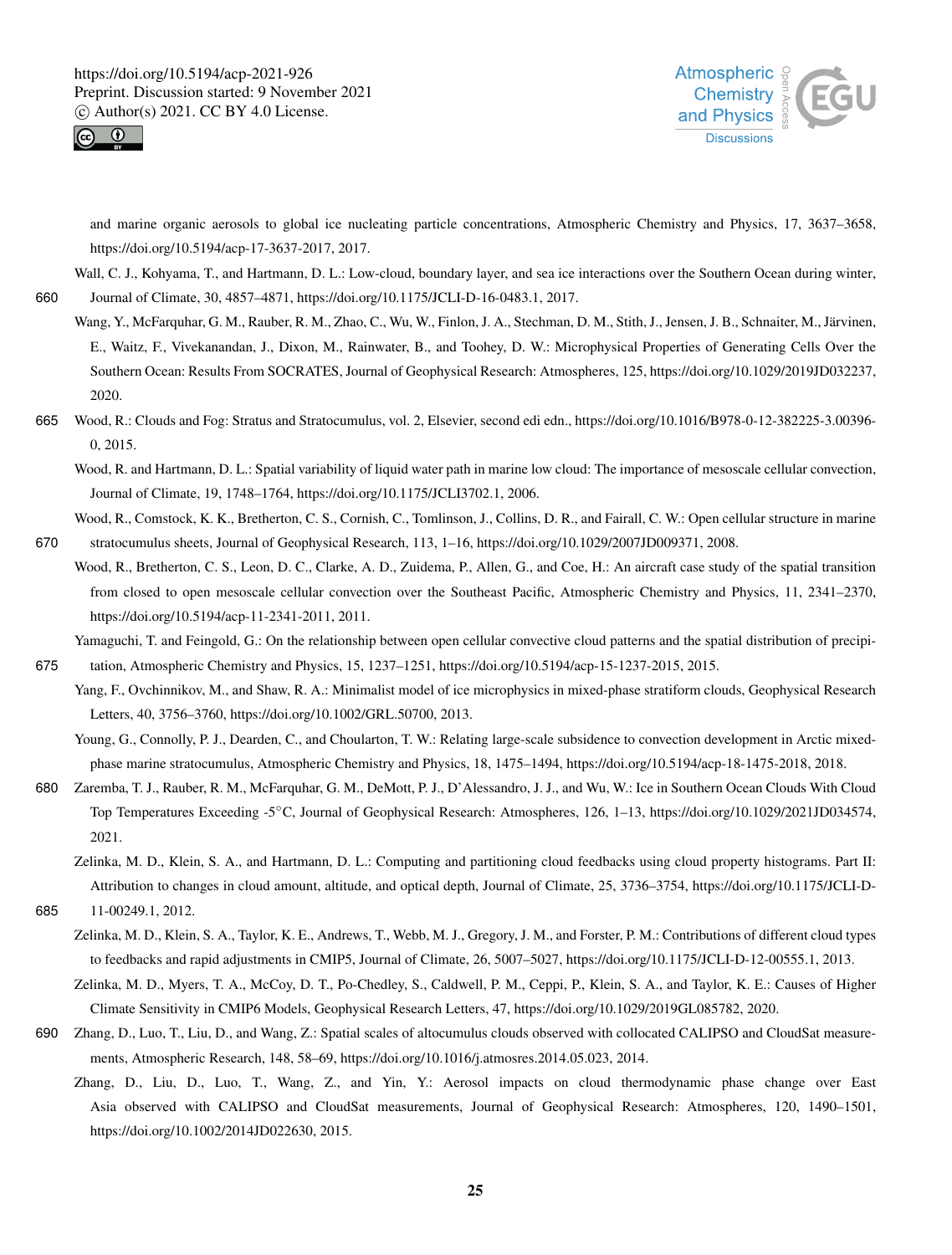and marine organic aerosols to global ice nucleating particle concentrations, Atmospheric Chemistry and Physics, 17, 3637–3658, https://doi.org/10.5194/acp-17-3637-2017, 2017.

Wall, C. J., Kohyama, T., and Hartmann, D. L.: Low-cloud, boundary layer, and sea ice interactions over the Southern Ocean during winter, Journal of Climate, 30, 4857–4871, https://doi.org/10.1175/JCLI-D-16-0483.1, 2017.

Wang, Y., McFarquhar, G. M., Rauber, R. M., Zhao, C., Wu, W., Finlon, J. A., Stechman, D. M., Stith, J., Jensen, J. B., Schnaiter, M., Järvinen, E., Waitz, F., Vivekanandan, J., Dixon, M., Rainwater, B., and Toohey, D. W.: Microphysical Properties of Generating Cells Over the Southern Ocean: Results From SOCRATES, Journal of Geophysical Research: Atmospheres, 125, https://doi.org/10.1029/2019JD032237, 2020.

Wood, R.: Clouds and Fog: Stratus and Stratocumulus, vol. 2, Elsevier, second edi edn., https://doi.org/10.1016/B978-0-12-382225-3.00396-0, 2015.

Wood, R. and Hartmann, D. L.: Spatial variability of liquid water path in marine low cloud: The importance of mesoscale cellular convection, Journal of Climate, 19, 1748–1764, https://doi.org/10.1175/JCLI3702.1, 2006.

Wood, R., Comstock, K. K., Bretherton, C. S., Cornish, C., Tomlinson, J., Collins, D. R., and Fairall, C. W.: Open cellular structure in marine stratocumulus sheets, Journal of Geophysical Research, 113, 1–16, https://doi.org/10.1029/2007JD009371, 2008.

Wood, R., Bretherton, C. S., Leon, D. C., Clarke, A. D., Zuidema, P., Allen, G., and Coe, H.: An aircraft case study of the spatial transition from closed to open mesoscale cellular convection over the Southeast Pacific, Atmospheric Chemistry and Physics, 11, 2341–2370, https://doi.org/10.5194/acp-11-2341-2011, 2011.

Yamaguchi, T. and Feingold, G.: On the relationship between open cellular convective cloud patterns and the spatial distribution of precipitation, Atmospheric Chemistry and Physics, 15, 1237–1251, https://doi.org/10.5194/acp-15-1237-2015, 2015.

Yang, F., Ovchinnikov, M., and Shaw, R. A.: Minimalist model of ice microphysics in mixed-phase stratiform clouds, Geophysical Research Letters, 40, 3756–3760, https://doi.org/10.1002/GRL.50700, 2013.

Young, G., Connolly, P. J., Dearden, C., and Choularton, T. W.: Relating large-scale subsidence to convection development in Arctic mixed-phase marine stratocumulus, Atmospheric Chemistry and Physics, 18, 1475–1494, https://doi.org/10.5194/acp-18-1475-2018, 2018.

Zaremba, T. J., Rauber, R. M., McFarquhar, G. M., DeMott, P. J., D'Alessandro, J. J., and Wu, W.: Ice in Southern Ocean Clouds With Cloud Top Temperatures Exceeding -5°C, Journal of Geophysical Research: Atmospheres, 126, 1–13, https://doi.org/10.1029/2021JD034574, 2021.

Zelinka, M. D., Klein, S. A., and Hartmann, D. L.: Computing and partitioning cloud feedbacks using cloud property histograms. Part II: Attribution to changes in cloud amount, altitude, and optical depth, Journal of Climate, 25, 3736–3754, https://doi.org/10.1175/JCLI-D-11-00249.1, 2012.

Zelinka, M. D., Klein, S. A., Taylor, K. E., Andrews, T., Webb, M. J., Gregory, J. M., and Forster, P. M.: Contributions of different cloud types to feedbacks and rapid adjustments in CMIP5, Journal of Climate, 26, 5007–5027, https://doi.org/10.1175/JCLI-D-12-00555.1, 2013.

Zelinka, M. D., Myers, T. A., McCoy, D. T., Po-Chedley, S., Caldwell, P. M., Ceppi, P., Klein, S. A., and Taylor, K. E.: Causes of Higher Climate Sensitivity in CMIP6 Models, Geophysical Research Letters, 47, https://doi.org/10.1029/2019GL085782, 2020.

Zhang, D., Luo, T., Liu, D., and Wang, Z.: Spatial scales of altocumulus clouds observed with collocated CALIPSO and CloudSat measurements, Atmospheric Research, 148, 58–69, https://doi.org/10.1016/j.atmosres.2014.05.023, 2014.

Zhang, D., Liu, D., Luo, T., Wang, Z., and Yin, Y.: Aerosol impacts on cloud thermodynamic phase change over East Asia observed with CALIPSO and CloudSat measurements, Journal of Geophysical Research: Atmospheres, 120, 1490–1501, https://doi.org/10.1002/2014JD022630, 2015.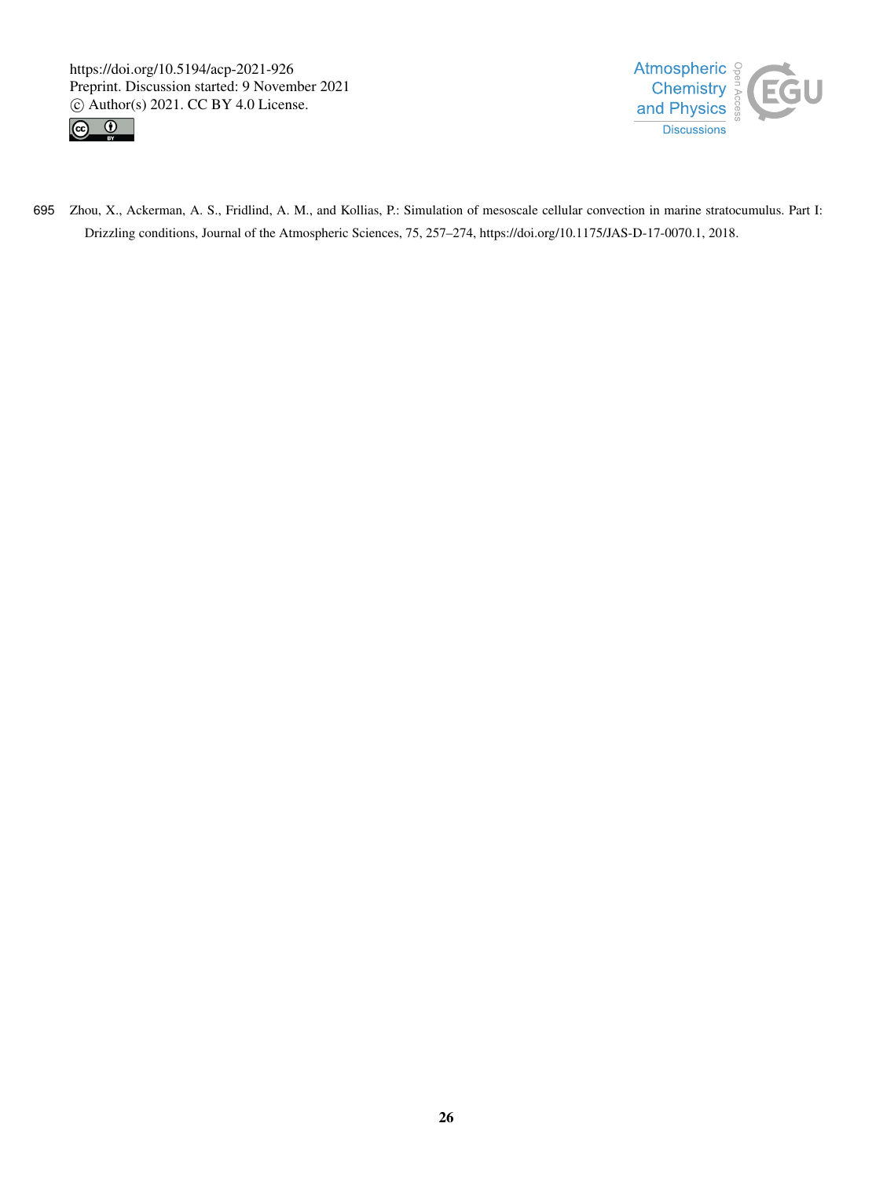Zhou, X., Ackerman, A. S., Fridlind, A. M., and Kollias, P.: Simulation of mesoscale cellular convection in marine stratocumulus. Part I: Drizzling conditions, Journal of the Atmospheric Sciences, 75, 257–274, https://doi.org/10.1175/JAS-D-17-0070.1, 2018.